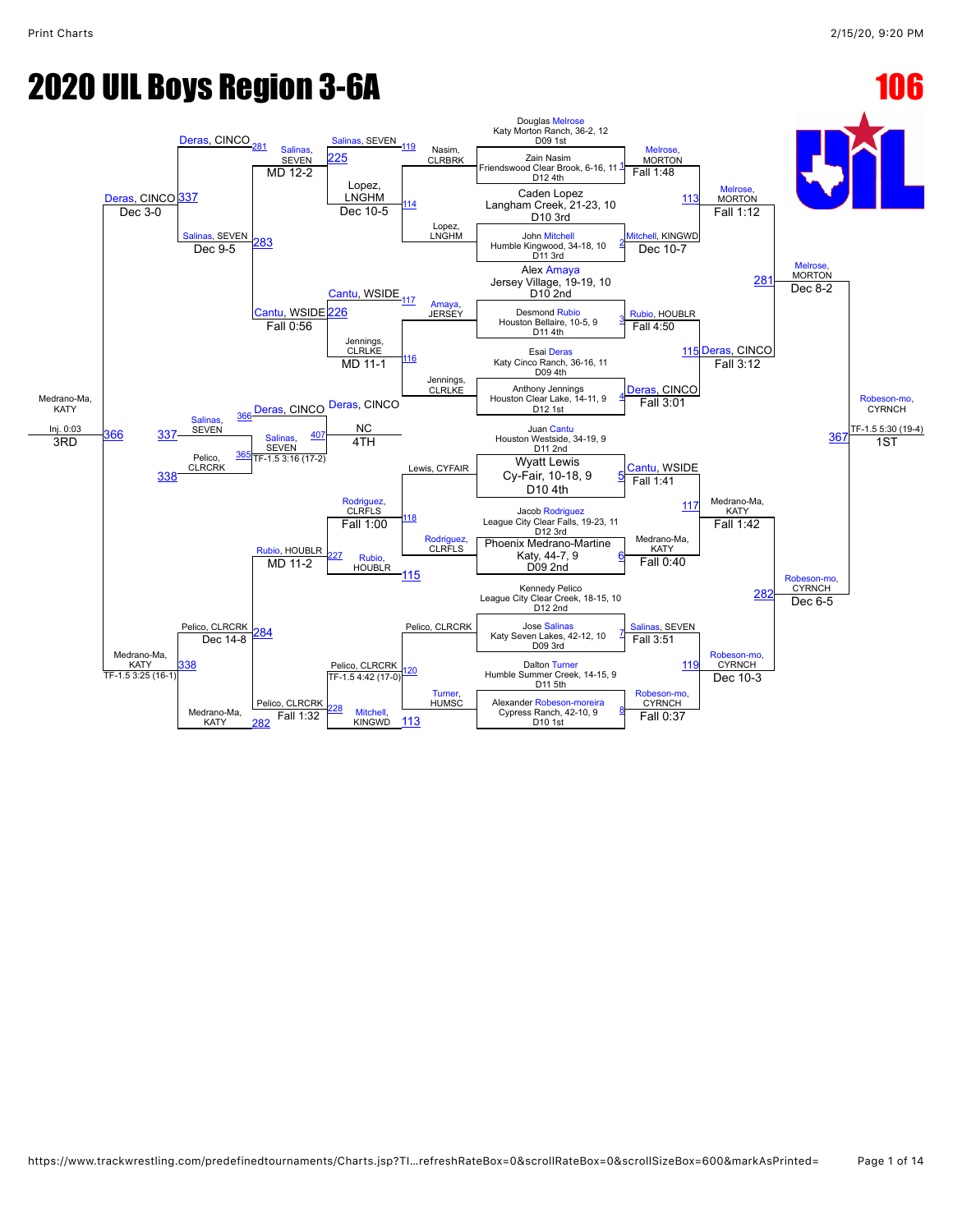# 2020 UIL Boys Region 3-6A

# 106

## Championship Bracket

### First Round (Seeds)

| Match | Wrestler | Opponent | Winner | Result |
|---|---|---|---|---|
| 1 | Douglas Melrose, Katy Morton Ranch, 36-2, 12, D09 1st | Zain Nasim, Friendswood Clear Brook, 6-16, 11, D12 4th | Melrose, MORTON | Fall 1:48 |
| 2 | Caden Lopez, Langham Creek, 21-23, 10, D10 3rd | John Mitchell, Humble Kingwood, 34-18, 10, D11 3rd | Mitchell, KINGWD | Dec 10-7 |
| 3 | Alex Amaya, Jersey Village, 19-19, 10, D10 2nd | Desmond Rubio, Houston Bellaire, 10-5, 9, D11 4th | Rubio, HOUBLR | Fall 4:50 |
| 4 | Esai Deras, Katy Cinco Ranch, 36-16, 11, D09 4th | Anthony Jennings, Houston Clear Lake, 14-11, 9, D12 1st | Deras, CINCO | Fall 3:01 |
| 5 | Juan Cantu, Houston Westside, 34-19, 9, D11 2nd | Wyatt Lewis, Cy-Fair, 10-18, 9, D10 4th | Cantu, WSIDE | Fall 1:41 |
| 6 | Jacob Rodriguez, League City Clear Falls, 19-23, 11, D12 3rd | Phoenix Medrano-Martine, Katy, 44-7, 9, D09 2nd | Medrano-Ma, KATY | Fall 0:40 |
| 7 | Kennedy Pelico, League City Clear Creek, 18-15, 10, D12 2nd | Jose Salinas, Katy Seven Lakes, 42-12, 10, D09 3rd | Salinas, SEVEN | Fall 3:51 |
| 8 | Dalton Turner, Humble Summer Creek, 14-15, 9, D11 5th | Alexander Robeson-moreira, Cypress Ranch, 42-10, 9, D10 1st | Robeson-mo, CYRNCH | Fall 0:37 |

### Quarterfinals

| Match | Winner | Result |
|---|---|---|
| 113 | Melrose, MORTON | Fall 1:12 |
| 115 | Deras, CINCO | Fall 3:12 |
| 117 | Medrano-Ma, KATY | Fall 1:42 |
| 119 | Robeson-mo, CYRNCH | Dec 10-3 |

### Semifinals

| Match | Winner | Result |
|---|---|---|
| 281 | Melrose, MORTON | Dec 8-2 |
| 282 | Robeson-mo, CYRNCH | Dec 6-5 |

### Final

| Match | Winner | Result | Place |
|---|---|---|---|
| 367 | Robeson-mo, CYRNCH | TF-1.5 5:30 (19-4) | 1ST |

## Consolation Bracket

### Consolation Round 1

| Match | Wrestlers | Winner | Result |
|---|---|---|---|
| 114 | Nasim, CLRBRK vs Lopez, LNGHM | Lopez, LNGHM | |
| 116 | Amaya, JERSEY vs Jennings, CLRLKE | Jennings, CLRLKE | |
| 118 | Lewis, CYFAIR vs Rodriguez, CLRFLS | Rodriguez, CLRFLS | |
| 120 | Pelico, CLRCRK vs Turner, HUMSC | Pelico, CLRCRK | |

### Consolation Round 2

| Match | Wrestlers | Winner | Result |
|---|---|---|---|
| 119 | Salinas, SEVEN vs Lopez, LNGHM | Lopez, LNGHM | Dec 10-5 |
| 117 | Cantu, WSIDE vs Jennings, CLRLKE | Jennings, CLRLKE | MD 11-1 |
| 115 | Rodriguez, CLRFLS vs Rubio, HOUBLR | Rubio, HOUBLR | |
| 113 | Pelico, CLRCRK vs Mitchell, KINGWD | Pelico, CLRCRK | TF-1.5 4:42 (17-0) |

### Consolation Round 3

| Match | Wrestlers | Winner | Result |
|---|---|---|---|
| 225 | Salinas, SEVEN vs Lopez, LNGHM | Salinas, SEVEN | MD 12-2 |
| 226 | Cantu, WSIDE vs Jennings, CLRLKE | Cantu, WSIDE | Fall 0:56 |
| 227 | Rubio, HOUBLR vs Rodriguez, CLRFLS | Rubio, HOUBLR | MD 11-2 |
| 228 | Pelico, CLRCRK vs Mitchell, KINGWD | Pelico, CLRCRK | Fall 1:32 |

### Consolation Semifinals

| Match | Wrestlers | Winner | Result |
|---|---|---|---|
| 283 | Deras, CINCO vs Salinas, SEVEN | Salinas, SEVEN | Dec 9-5 |
| 284 | Pelico, CLRCRK vs Medrano-Ma, KATY | Pelico, CLRCRK | Dec 14-8 |
| 337 | Deras, CINCO vs Salinas, SEVEN | Deras, CINCO | Dec 3-0 |
| 338 | Pelico, CLRCRK vs Medrano-Ma, KATY | Medrano-Ma, KATY | TF-1.5 3:25 (16-1) |

### 3rd Place

| Match | Wrestlers | Winner | Result | Place |
|---|---|---|---|---|
| 366 | Deras, CINCO vs Medrano-Ma, KATY | Medrano-Ma, KATY | Inj. 0:03 | 3RD |

### 5th Place

| Match | Wrestlers | Winner | Result |
|---|---|---|---|
| 365 | Salinas, SEVEN vs Pelico, CLRCRK | Salinas, SEVEN | TF-1.5 3:16 (17-2) |

### 4th Place

| Match | Wrestlers | Winner | Result | Place |
|---|---|---|---|---|
| 407 | Deras, CINCO vs Salinas, SEVEN | Deras, CINCO | NC | 4TH |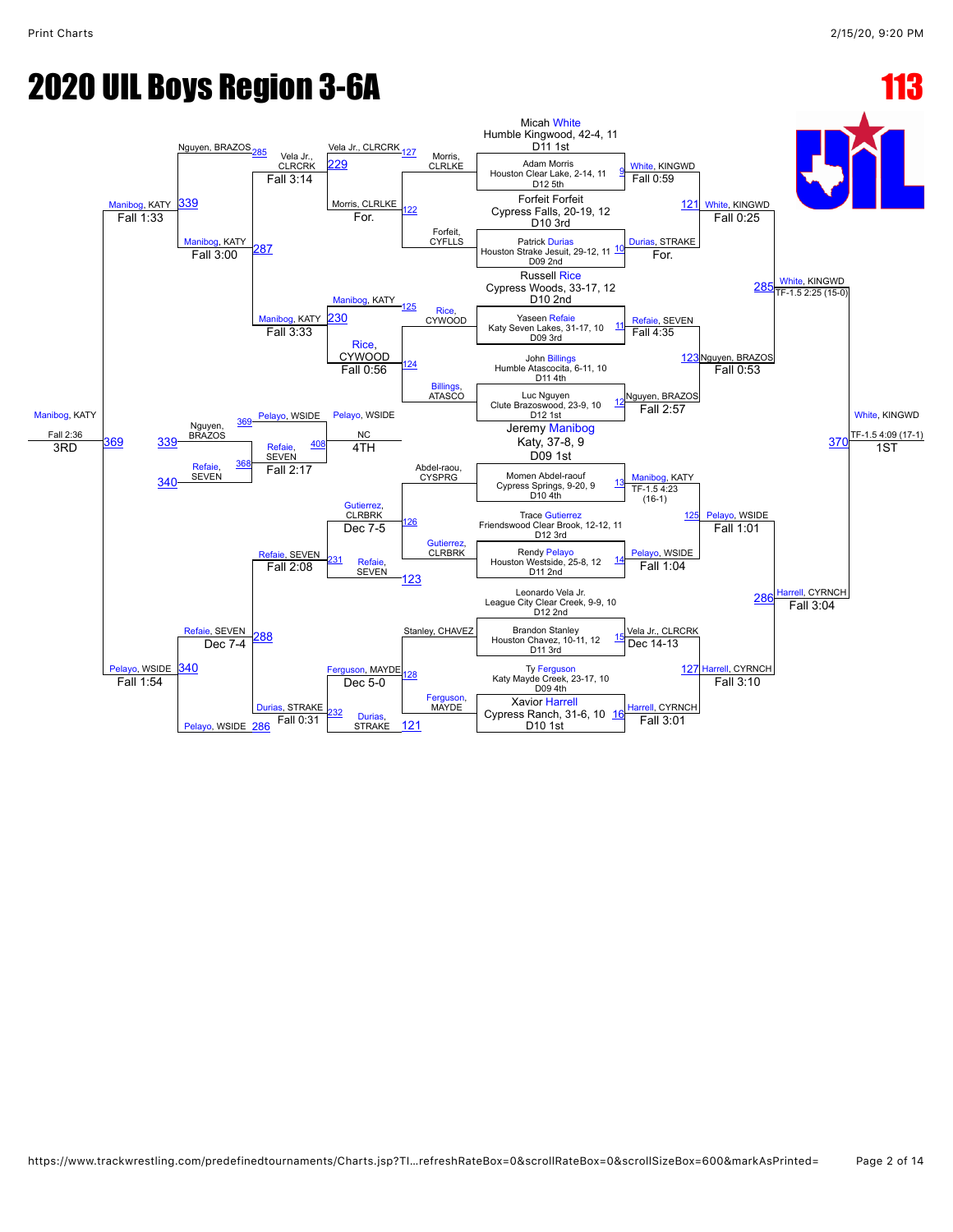# 2020 UIL Boys Region 3-6A

**113**

## Championship Bracket

| Wrestler | Result |
|---|---|
| Micah White, Humble Kingwood, 42-4, 11, D11 1st | |
| Adam Morris, Houston Clear Lake, 2-14, 11, D12 5th | White, KINGWD — Fall 0:59 (9) |
| Forfeit Forfeit, Cypress Falls, 20-19, 12, D10 3rd | |
| Patrick Durias, Houston Strake Jesuit, 29-12, 11, D09 2nd | Durias, STRAKE — For. (10) |
| Russell Rice, Cypress Woods, 33-17, 12, D10 2nd | |
| Yaseen Refaie, Katy Seven Lakes, 31-17, 10, D09 3rd | Refaie, SEVEN — Fall 4:35 (11) |
| John Billings, Humble Atascocita, 6-11, 10, D11 4th | |
| Luc Nguyen, Clute Brazoswood, 23-9, 10, D12 1st | Nguyen, BRAZOS — Fall 2:57 (12) |
| Jeremy Manibog, Katy, 37-8, 9, D09 1st | |
| Momen Abdel-raouf, Cypress Springs, 9-20, 9, D10 4th | Manibog, KATY — TF-1.5 4:23 (16-1) (13) |
| Trace Gutierrez, Friendswood Clear Brook, 12-12, 11, D12 3rd | |
| Rendy Pelayo, Houston Westside, 25-8, 12, D11 2nd | Pelayo, WSIDE — Fall 1:04 (14) |
| Leonardo Vela Jr., League City Clear Creek, 9-9, 10, D12 2nd | |
| Brandon Stanley, Houston Chavez, 10-11, 12, D11 3rd | Vela Jr., CLRCRK — Dec 14-13 (15) |
| Ty Ferguson, Katy Mayde Creek, 23-17, 10, D09 4th | |
| Xavior Harrell, Cypress Ranch, 31-6, 10, D10 1st | Harrell, CYRNCH — Fall 3:01 (16) |

### Quarterfinals
- 121: White, KINGWD — Fall 0:25
- 123: Nguyen, BRAZOS — Fall 0:53
- 125: Pelayo, WSIDE — Fall 1:01
- 127: Harrell, CYRNCH — Fall 3:10

### Semifinals
- 285: White, KINGWD — TF-1.5 2:25 (15-0)
- 286: Harrell, CYRNCH — Fall 3:04

### Final
- 370: White, KINGWD — TF-1.5 4:09 (17-1) — 1ST

## Consolation Bracket

### Consolation Round 1
- 122: Morris, CLRLKE vs Forfeit, CYFLLS — Morris, CLRLKE — For.
- 124: Rice, CYWOOD vs Billings, ATASCO — Rice, CYWOOD — Fall 0:56
- 126: Abdel-raou, CYSPRG vs Gutierrez, CLRBRK — Gutierrez, CLRBRK — Dec 7-5
- 128: Stanley, CHAVEZ vs Ferguson, MAYDE — Ferguson, MAYDE — Dec 5-0

### Consolation Round 2
- 229: Vela Jr., CLRCRK (127) vs Morris, CLRLKE — Vela Jr., CLRCRK — Fall 3:14
- 230: Manibog, KATY (125) vs Rice, CYWOOD — Manibog, KATY — Fall 3:33
- 231: Gutierrez, CLRBRK vs Refaie, SEVEN (123) — Refaie, SEVEN — Fall 2:08
- 232: Ferguson, MAYDE vs Durias, STRAKE (121) — Durias, STRAKE — Fall 0:31

### Consolation Semifinals
- 287: Nguyen, BRAZOS (285) vs Vela Jr., CLRCRK — Manibog, KATY — Fall 3:00
- 288: Refaie, SEVEN vs Durias, STRAKE — Refaie, SEVEN — Dec 7-4

### Consolation Finals (3rd Place)
- 339: Manibog, KATY — Fall 1:33
- 340: Pelayo, WSIDE (286) vs Refaie, SEVEN — Pelayo, WSIDE — Fall 1:54
- 369: Manibog, KATY — Fall 2:36 — 3RD

### 5th Place
- 339: Nguyen, BRAZOS vs 340: Refaie, SEVEN
- 368: Refaie, SEVEN — Fall 2:17
- 369: Pelayo, WSIDE
- 408: Pelayo, WSIDE — NC — 4TH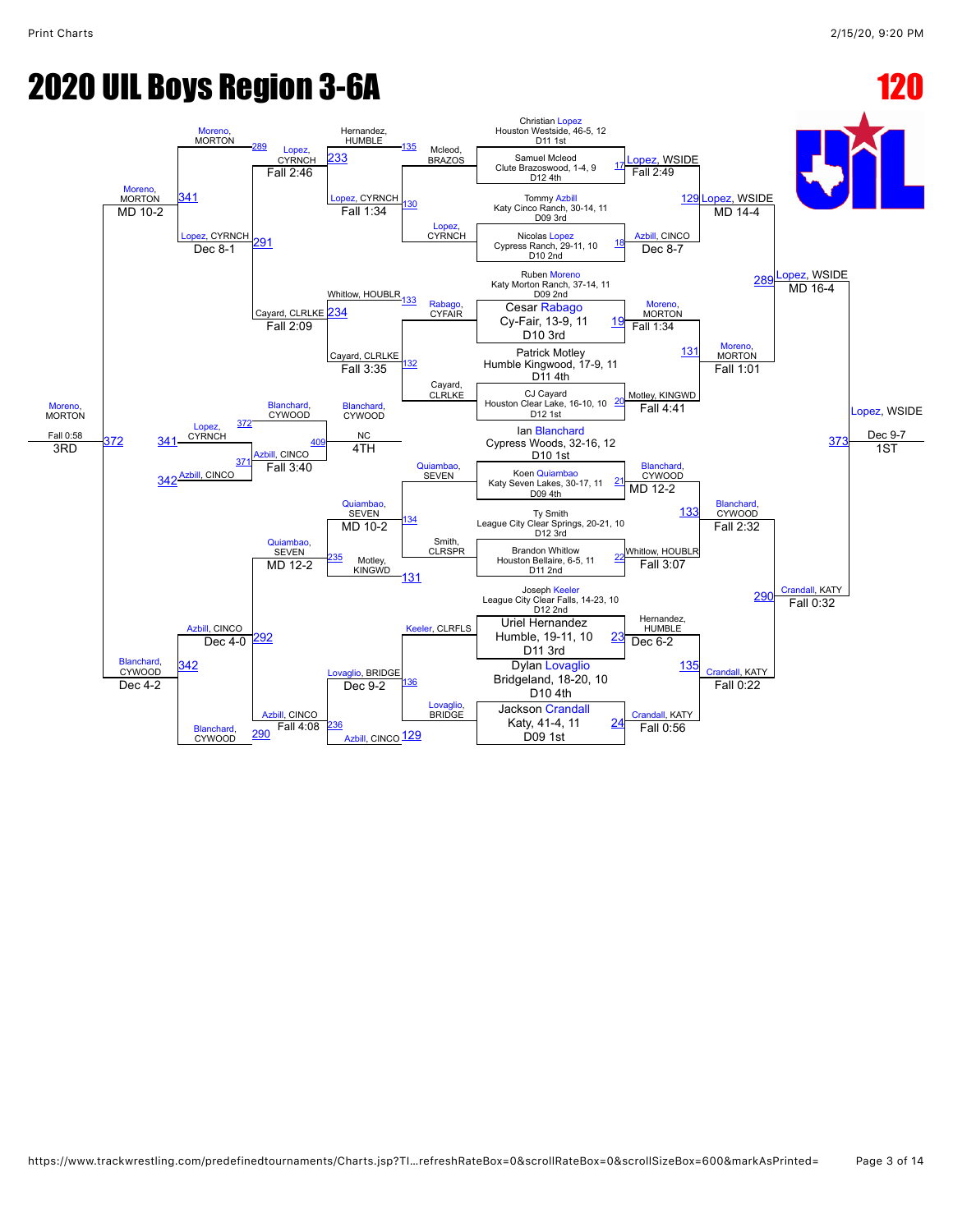# 2020 UIL Boys Region 3-6A

**120**

## Championship Bracket

### Seeds / Entrants

- Christian Lopez, Houston Westside, 46-5, 12, D11 1st
- Samuel Mcleod, Clute Brazoswood, 1-4, 9, D12 4th
- Tommy Azbill, Katy Cinco Ranch, 30-14, 11, D09 3rd
- Nicolas Lopez, Cypress Ranch, 29-11, 10, D10 2nd
- Ruben Moreno, Katy Morton Ranch, 37-14, 11, D09 2nd
- Cesar Rabago, Cy-Fair, 13-9, 11, D10 3rd
- Patrick Motley, Humble Kingwood, 17-9, 11, D11 4th
- CJ Cayard, Houston Clear Lake, 16-10, 10, D12 1st
- Ian Blanchard, Cypress Woods, 32-16, 12, D10 1st
- Koen Quiambao, Katy Seven Lakes, 30-17, 11, D09 4th
- Ty Smith, League City Clear Springs, 20-21, 10, D12 3rd
- Brandon Whitlow, Houston Bellaire, 6-5, 11, D11 2nd
- Joseph Keeler, League City Clear Falls, 14-23, 10, D12 2nd
- Uriel Hernandez, Humble, 19-11, 10, D11 3rd
- Dylan Lovaglio, Bridgeland, 18-20, 10, D10 4th
- Jackson Crandall, Katy, 41-4, 11, D09 1st

### First Round

| Match | Winner | Result |
|---|---|---|
| 17 | Lopez, WSIDE | Fall 2:49 |
| 18 | Azbill, CINCO | Dec 8-7 |
| 19 | Moreno, MORTON | Fall 1:34 |
| 20 | Motley, KINGWD | Fall 4:41 |
| 21 | Blanchard, CYWOOD | MD 12-2 |
| 22 | Whitlow, HOUBLR | Fall 3:07 |
| 23 | Hernandez, HUMBLE | Dec 6-2 |
| 24 | Crandall, KATY | Fall 0:56 |

### Quarterfinals

| Match | Winner | Result |
|---|---|---|
| 129 | Lopez, WSIDE | MD 14-4 |
| 131 | Moreno, MORTON | Fall 1:01 |
| 133 | Blanchard, CYWOOD | Fall 2:32 |
| 135 | Crandall, KATY | Fall 0:22 |

### Semifinals

| Match | Winner | Result |
|---|---|---|
| 289 | Lopez, WSIDE | MD 16-4 |
| 290 | Crandall, KATY | Fall 0:32 |

### Final

| Match | Winner | Result | Place |
|---|---|---|---|
| 373 | Lopez, WSIDE | Dec 9-7 | 1ST |

## Consolation Bracket

### Consolation Round 1

| Match | Loser entrants | Winner | Result |
|---|---|---|---|
| 130 | Mcleod, BRAZOS vs Lopez, CYRNCH | Lopez, CYRNCH | Fall 1:34 |
| 132 | Rabago, CYFAIR vs Cayard, CLRLKE | Cayard, CLRLKE | Fall 3:35 |
| 134 | Quiambao, SEVEN vs Smith, CLRSPR | Quiambao, SEVEN | MD 10-2 |
| 136 | Keeler, CLRFLS vs Lovaglio, BRIDGE | Lovaglio, BRIDGE | Dec 9-2 |

### Consolation Round 2

| Match | Entrants | Winner | Result |
|---|---|---|---|
| 233 | Hernandez, HUMBLE vs Lopez, CYRNCH | Lopez, CYRNCH | Fall 2:46 |
| 234 | Whitlow, HOUBLR vs Cayard, CLRLKE | Cayard, CLRLKE | Fall 2:09 |
| 235 | Quiambao, SEVEN vs Motley, KINGWD | Quiambao, SEVEN | MD 12-2 |
| 236 | Lovaglio, BRIDGE vs Azbill, CINCO | Azbill, CINCO | Fall 4:08 |

### Consolation Quarterfinals

| Match | Entrants | Winner | Result |
|---|---|---|---|
| 291 | Lopez, CYRNCH vs Cayard, CLRLKE | Lopez, CYRNCH | Dec 8-1 |
| 292 | Quiambao, SEVEN vs Azbill, CINCO | Azbill, CINCO | Dec 4-0 |

### Consolation Semifinals

| Match | Entrants | Winner | Result |
|---|---|---|---|
| 341 | Moreno, MORTON vs Lopez, CYRNCH | Moreno, MORTON | MD 10-2 |
| 342 | Azbill, CINCO vs Blanchard, CYWOOD | Blanchard, CYWOOD | Dec 4-2 |

### 3rd Place

| Match | Entrants | Winner | Result | Place |
|---|---|---|---|---|
| 372 | Moreno, MORTON vs Blanchard, CYWOOD | Moreno, MORTON | Fall 0:58 | 3RD |

### 4th Place (Wrestleback)

| Match | Entrants | Winner | Result |
|---|---|---|---|
| 371 | Lopez, CYRNCH (L341) vs Azbill, CINCO (L342) | Azbill, CINCO | Fall 3:40 |
| 409 | Blanchard, CYWOOD (L372) vs Azbill, CINCO | Blanchard, CYWOOD | NC — 4TH |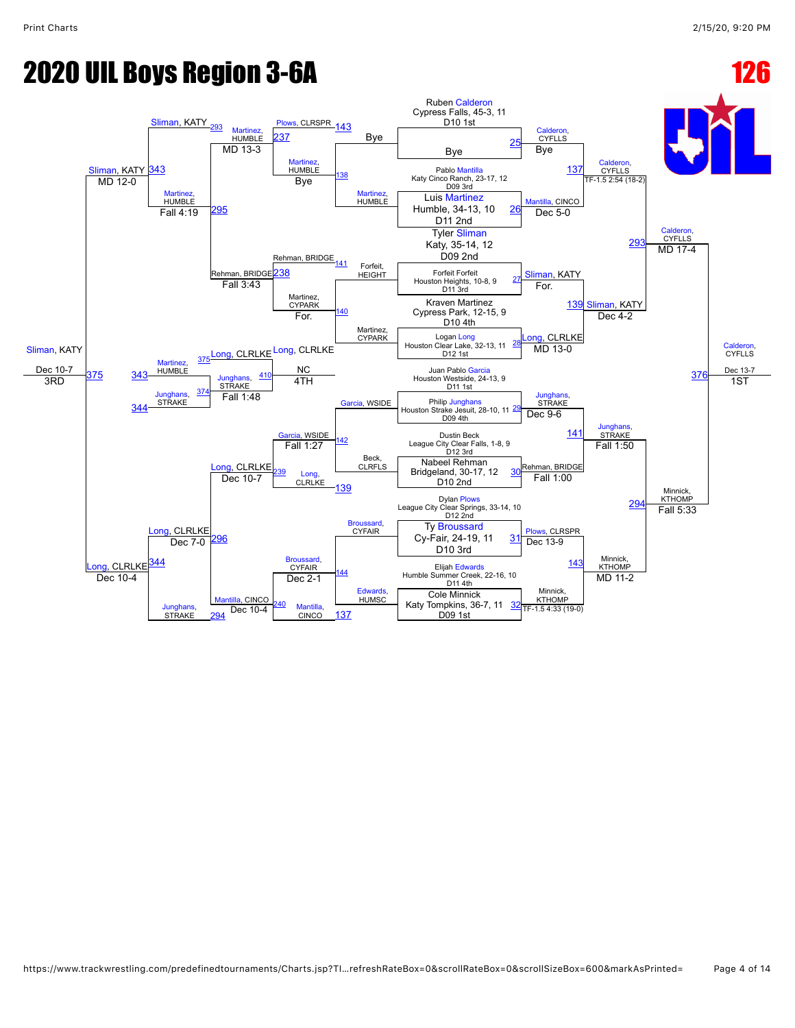# 2020 UIL Boys Region 3-6A

## 126

### Championship Bracket

**Seeds / Entrants (Round 1):**

| Bout | Wrestler | Result |
|---|---|---|
| | Ruben Calderon, Cypress Falls, 45-3, 11, D10 1st | |
| | Bye | |
| 25 | Calderon, CYFLLS | Bye |
| | Pablo Mantilla, Katy Cinco Ranch, 23-17, 12, D09 3rd | |
| | Luis Martinez, Humble, 34-13, 10, D11 2nd | |
| 26 | Mantilla, CINCO | Dec 5-0 |
| | Tyler Sliman, Katy, 35-14, 12, D09 2nd | |
| | Forfeit Forfeit, Houston Heights, 10-8, 9, D11 3rd | |
| 27 | Sliman, KATY | For. |
| | Kraven Martinez, Cypress Park, 12-15, 9, D10 4th | |
| | Logan Long, Houston Clear Lake, 32-13, 11, D12 1st | |
| 28 | Long, CLRLKE | MD 13-0 |
| | Juan Pablo Garcia, Houston Westside, 24-13, 9, D11 1st | |
| | Philip Junghans, Houston Strake Jesuit, 28-10, 11, D09 4th | |
| 29 | Junghans, STRAKE | Dec 9-6 |
| | Dustin Beck, League City Clear Falls, 1-8, 9, D12 3rd | |
| | Nabeel Rehman, Bridgeland, 30-17, 12, D10 2nd | |
| 30 | Rehman, BRIDGE | Fall 1:00 |
| | Dylan Plows, League City Clear Springs, 33-14, 10, D12 2nd | |
| | Ty Broussard, Cy-Fair, 24-19, 11, D10 3rd | |
| 31 | Plows, CLRSPR | Dec 13-9 |
| | Elijah Edwards, Humble Summer Creek, 22-16, 10, D11 4th | |
| | Cole Minnick, Katy Tompkins, 36-7, 11, D09 1st | |
| 32 | Minnick, KTHOMP | TF-1.5 4:33 (19-0) |

**Quarterfinals:**

| Bout | Winner | Result |
|---|---|---|
| 137 | Calderon, CYFLLS | TF-1.5 2:54 (18-2) |
| 139 | Sliman, KATY | Dec 4-2 |
| 141 | Junghans, STRAKE | Fall 1:50 |
| 143 | Minnick, KTHOMP | MD 11-2 |

**Semifinals:**

| Bout | Winner | Result |
|---|---|---|
| 293 | Calderon, CYFLLS | MD 17-4 |
| 294 | Minnick, KTHOMP | Fall 5:33 |

**Final:**

| Bout | Winner | Result |
|---|---|---|
| 376 | Calderon, CYFLLS | Dec 13-7 (1ST) |

### Consolation Bracket

**Consolation Round 1:**

| Bout | Wrestlers | Winner | Result |
|---|---|---|---|
| 138 | Martinez, HUMBLE vs Bye | Martinez, HUMBLE | Bye |
| 140 | Forfeit, HEIGHT vs Martinez, CYPARK | Martinez, CYPARK | For. |
| 142 | Garcia, WSIDE vs Beck, CLRFLS | Garcia, WSIDE | Fall 1:27 |
| 144 | Broussard, CYFAIR vs Edwards, HUMSC | Broussard, CYFAIR | Dec 2-1 |

**Consolation Round 2:**

| Bout | Wrestlers | Winner | Result |
|---|---|---|---|
| 237 | Plows, CLRSPR vs Martinez, HUMBLE | Martinez, HUMBLE | MD 13-3 |
| 238 | Rehman, BRIDGE vs Martinez, CYPARK | Rehman, BRIDGE | Fall 3:43 |
| 239 | Garcia, WSIDE vs Long, CLRLKE | Long, CLRLKE | Dec 10-7 |
| 240 | Mantilla, CINCO vs Broussard, CYFAIR | Mantilla, CINCO | Dec 10-4 |

**Consolation Round 3:**

| Bout | Wrestlers | Winner | Result |
|---|---|---|---|
| 295 | Sliman, KATY vs Martinez, HUMBLE | Martinez, HUMBLE | Fall 4:19 |
| 296 | Long, CLRLKE vs Junghans, STRAKE | Long, CLRLKE | Dec 7-0 |

**Consolation Semifinals:**

| Bout | Wrestlers | Winner | Result |
|---|---|---|---|
| 343 | Sliman, KATY vs Martinez, HUMBLE | Sliman, KATY | MD 12-0 |
| 344 | Long, CLRLKE vs Junghans, STRAKE | Long, CLRLKE | Dec 10-4 |

**Placement Matches:**

| Bout | Wrestlers | Winner | Result |
|---|---|---|---|
| 375 | Sliman, KATY vs Long, CLRLKE | Sliman, KATY | Dec 10-7 (3RD) |
| 374 | Martinez, HUMBLE vs Junghans, STRAKE | Junghans, STRAKE | Fall 1:48 |
| 410 | Long, CLRLKE vs Junghans, STRAKE | Long, CLRLKE | NC (4TH) |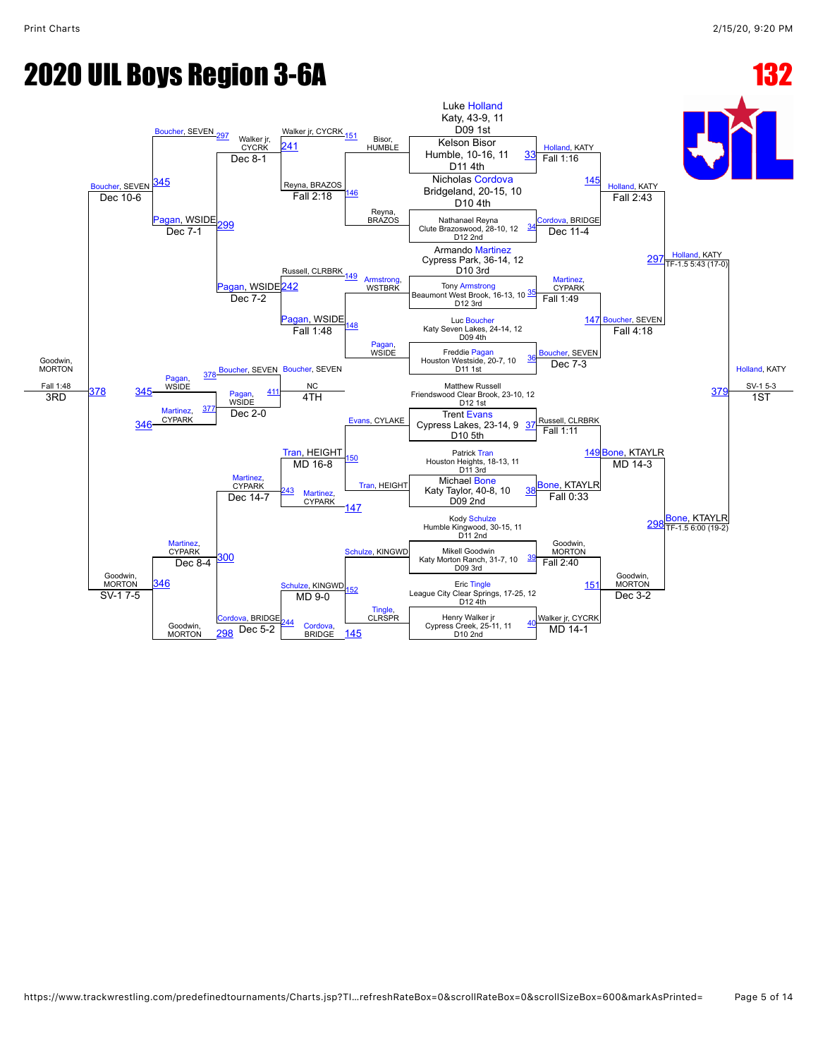# 2020 UIL Boys Region 3-6A

## 132

### Championship Bracket

| Seed / Wrestler | Bout | Winner | Result |
| --- | --- | --- | --- |
| Luke Holland, Katy, 43-9, 11, D09 1st | | | |
| Kelson Bisor, Humble, 10-16, 11, D11 4th | 33 | Holland, KATY | Fall 1:16 |
| Nicholas Cordova, Bridgeland, 20-15, 10, D10 4th | | | |
| Nathanael Reyna, Clute Brazoswood, 28-10, 12, D12 2nd | 34 | Cordova, BRIDGE | Dec 11-4 |
| Armando Martinez, Cypress Park, 36-14, 12, D10 3rd | | | |
| Tony Armstrong, Beaumont West Brook, 16-13, 10, D12 3rd | 35 | Martinez, CYPARK | Fall 1:49 |
| Luc Boucher, Katy Seven Lakes, 24-14, 12, D09 4th | | | |
| Freddie Pagan, Houston Westside, 20-7, 10, D11 1st | 36 | Boucher, SEVEN | Dec 7-3 |
| Matthew Russell, Friendswood Clear Brook, 23-10, 12, D12 1st | | | |
| Trent Evans, Cypress Lakes, 23-14, 9, D10 5th | 37 | Russell, CLRBRK | Fall 1:11 |
| Patrick Tran, Houston Heights, 18-13, 11, D11 3rd | | | |
| Michael Bone, Katy Taylor, 40-8, 10, D09 2nd | 38 | Bone, KTAYLR | Fall 0:33 |
| Kody Schulze, Humble Kingwood, 30-15, 11, D11 2nd | | | |
| Mikell Goodwin, Katy Morton Ranch, 31-7, 10, D09 3rd | 39 | Goodwin, MORTON | Fall 2:40 |
| Eric Tingle, League City Clear Springs, 17-25, 12, D12 4th | | | |
| Henry Walker jr, Cypress Creek, 25-11, 11, D10 2nd | 40 | Walker jr, CYCRK | MD 14-1 |

| Round | Bout | Matchup | Winner | Result |
| --- | --- | --- | --- | --- |
| Quarterfinal | 145 | Holland, KATY vs Cordova, BRIDGE | Holland, KATY | Fall 2:43 |
| Quarterfinal | 147 | Martinez, CYPARK vs Boucher, SEVEN | Boucher, SEVEN | Fall 4:18 |
| Quarterfinal | 149 | Russell, CLRBRK vs Bone, KTAYLR | Bone, KTAYLR | MD 14-3 |
| Quarterfinal | 151 | Goodwin, MORTON vs Walker jr, CYCRK | Goodwin, MORTON | Dec 3-2 |
| Semifinal | 297 | Holland, KATY vs Boucher, SEVEN | Holland, KATY | TF-1.5 5:43 (17-0) |
| Semifinal | 298 | Bone, KTAYLR vs Goodwin, MORTON | Bone, KTAYLR | TF-1.5 6:00 (19-2) |
| Final (1ST) | 379 | Holland, KATY vs Bone, KTAYLR | Holland, KATY | SV-1 5-3 |

### Consolation Bracket

| Bout | Matchup | Winner | Result |
| --- | --- | --- | --- |
| 146 | Bisor, HUMBLE vs Reyna, BRAZOS | Reyna, BRAZOS | Fall 2:18 |
| 148 | Armstrong, WSTBRK vs Pagan, WSIDE | Pagan, WSIDE | Fall 1:48 |
| 150 | Evans, CYLAKE vs Tran, HEIGHT | Tran, HEIGHT | MD 16-8 |
| 152 | Schulze, KINGWD vs Tingle, CLRSPR | Schulze, KINGWD | MD 9-0 |
| 241 | Walker jr, CYCRK vs Reyna, BRAZOS | Walker jr, CYCRK | Dec 8-1 |
| 242 | Russell, CLRBRK vs Pagan, WSIDE | Pagan, WSIDE | Dec 7-2 |
| 243 | Tran, HEIGHT vs Martinez, CYPARK | Martinez, CYPARK | Dec 14-7 |
| 244 | Schulze, KINGWD vs Cordova, BRIDGE | Cordova, BRIDGE | Dec 5-2 |
| 299 | Walker jr, CYCRK vs Pagan, WSIDE | Pagan, WSIDE | Dec 7-1 |
| 300 | Martinez, CYPARK vs Cordova, BRIDGE | Martinez, CYPARK | Dec 8-4 |
| 345 | Boucher, SEVEN vs Pagan, WSIDE | Boucher, SEVEN | Dec 10-6 |
| 346 | Martinez, CYPARK vs Goodwin, MORTON | Goodwin, MORTON | SV-1 7-5 |
| 378 (3RD) | Boucher, SEVEN vs Goodwin, MORTON | Goodwin, MORTON | Fall 1:48 |
| 377 | Pagan, WSIDE vs Martinez, CYPARK | Pagan, WSIDE | Dec 2-0 |
| 411 (4TH) | Boucher, SEVEN vs Pagan, WSIDE | Boucher, SEVEN | NC |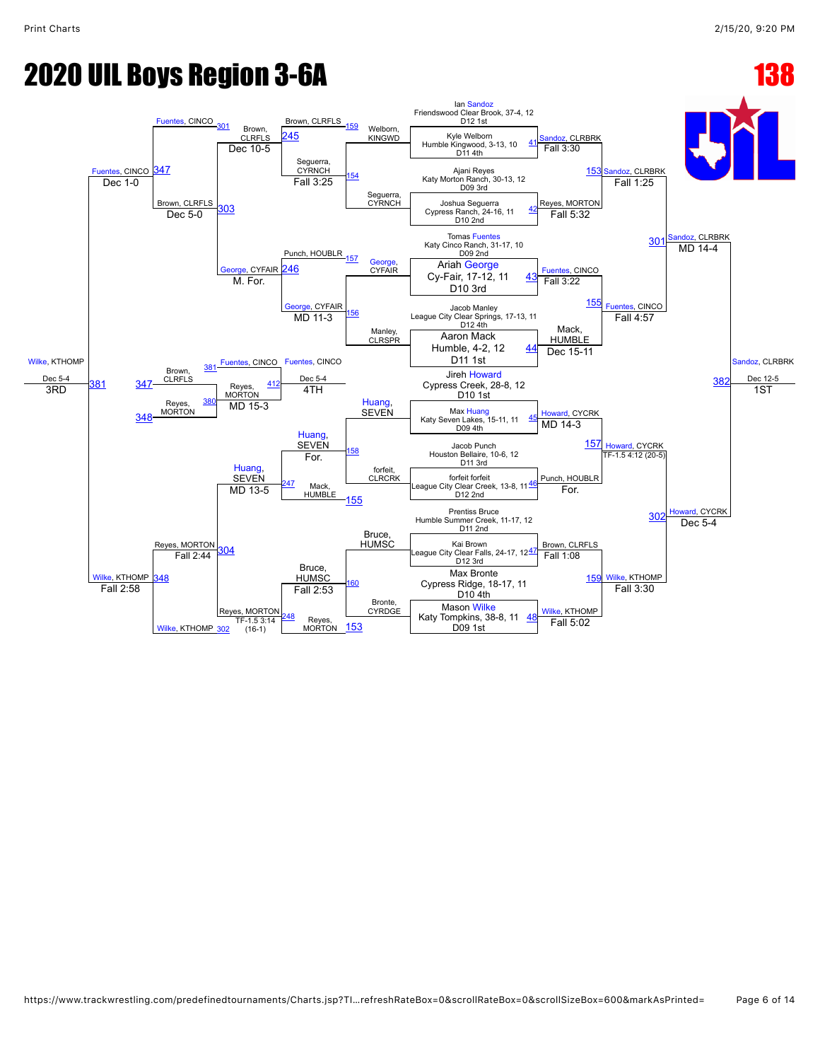# 2020 UIL Boys Region 3-6A

**138**

## Championship Bracket

**Seeds / Entrants:**

- Ian Sandoz, Friendswood Clear Brook, 37-4, 12 — D12 1st
- Kyle Welborn, Humble Kingwood, 3-13, 10 — D11 4th
- Ajani Reyes, Katy Morton Ranch, 30-13, 12 — D09 3rd
- Joshua Seguerra, Cypress Ranch, 24-16, 11 — D10 2nd
- Tomas Fuentes, Katy Cinco Ranch, 31-17, 10 — D09 2nd
- Ariah George, Cy-Fair, 17-12, 11 — D10 3rd
- Jacob Manley, League City Clear Springs, 17-13, 11 — D12 4th
- Aaron Mack, Humble, 4-2, 12 — D11 1st
- Jireh Howard, Cypress Creek, 28-8, 12 — D10 1st
- Max Huang, Katy Seven Lakes, 15-11, 11 — D09 4th
- Jacob Punch, Houston Bellaire, 10-6, 12 — D11 3rd
- forfeit forfeit, League City Clear Creek, 13-8, 11 — D12 2nd
- Prentiss Bruce, Humble Summer Creek, 11-17, 12 — D11 2nd
- Kai Brown, League City Clear Falls, 24-17, 12 — D12 3rd
- Max Bronte, Cypress Ridge, 18-17, 11 — D10 4th
- Mason Wilke, Katy Tompkins, 38-8, 11 — D09 1st

**Championship Round 1:**

| Bout | Winner | Result |
|---|---|---|
| 41 | Sandoz, CLRBRK | Fall 3:30 |
| 42 | Reyes, MORTON | Fall 5:32 |
| 43 | Fuentes, CINCO | Fall 3:22 |
| 44 | Mack, HUMBLE | Dec 15-11 |
| 45 | Howard, CYCRK | MD 14-3 |
| 46 | Punch, HOUBLR | For. |
| 47 | Brown, CLRFLS | Fall 1:08 |
| 48 | Wilke, KTHOMP | Fall 5:02 |

**Quarterfinals:**

| Bout | Winner | Result |
|---|---|---|
| 153 | Sandoz, CLRBRK | Fall 1:25 |
| 155 | Fuentes, CINCO | Fall 4:57 |
| 157 | Howard, CYCRK | TF-1.5 4:12 (20-5) |
| 159 | Wilke, KTHOMP | Fall 3:30 |

**Semifinals:**

| Bout | Winner | Result |
|---|---|---|
| 301 | Sandoz, CLRBRK | MD 14-4 |
| 302 | Howard, CYCRK | Dec 5-4 |

**Final (382):** Sandoz, CLRBRK — Dec 12-5 — 1ST

## Consolation Bracket

**Consolation Round 1:**

| Bout | Competitors | Winner | Result |
|---|---|---|---|
| 154 | Welborn, KINGWD vs Seguerra, CYRNCH | Seguerra, CYRNCH | Fall 3:25 |
| 156 | George, CYFAIR vs Manley, CLRSPR | George, CYFAIR | MD 11-3 |
| 158 | Huang, SEVEN vs forfeit, CLRCRK | Huang, SEVEN | For. |
| 160 | Bruce, HUMSC vs Bronte, CYRDGE | Bruce, HUMSC | Fall 2:53 |

**Consolation Round 2:**

| Bout | Competitors | Winner | Result |
|---|---|---|---|
| 245 | Brown, CLRFLS vs Seguerra, CYRNCH | Brown, CLRFLS | Dec 10-5 |
| 246 | Punch, HOUBLR vs George, CYFAIR | George, CYFAIR | M. For. |
| 247 | Huang, SEVEN vs Mack, HUMBLE | Huang, SEVEN | MD 13-5 |
| 248 | Bruce, HUMSC vs Reyes, MORTON | Reyes, MORTON | TF-1.5 3:14 (16-1) |

**Consolation Round 3:**

| Bout | Competitors | Winner | Result |
|---|---|---|---|
| 303 | Brown, CLRFLS vs George, CYFAIR | Brown, CLRFLS | Dec 5-0 |
| 304 | Huang, SEVEN vs Reyes, MORTON | Reyes, MORTON | Fall 2:44 |

**Consolation Semifinals:**

| Bout | Competitors | Winner | Result |
|---|---|---|---|
| 347 | Fuentes, CINCO vs Brown, CLRFLS | Fuentes, CINCO | Dec 1-0 |
| 348 | Reyes, MORTON vs Wilke, KTHOMP | Wilke, KTHOMP | Fall 2:58 |

**3rd Place (381):** Wilke, KTHOMP over Fuentes, CINCO — Dec 5-4 — 3RD

**5th Place (380 → 412):** Brown, CLRFLS vs Reyes, MORTON — Reyes, MORTON — MD 15-3

**4th Place:** Fuentes, CINCO — Dec 5-4 — 4TH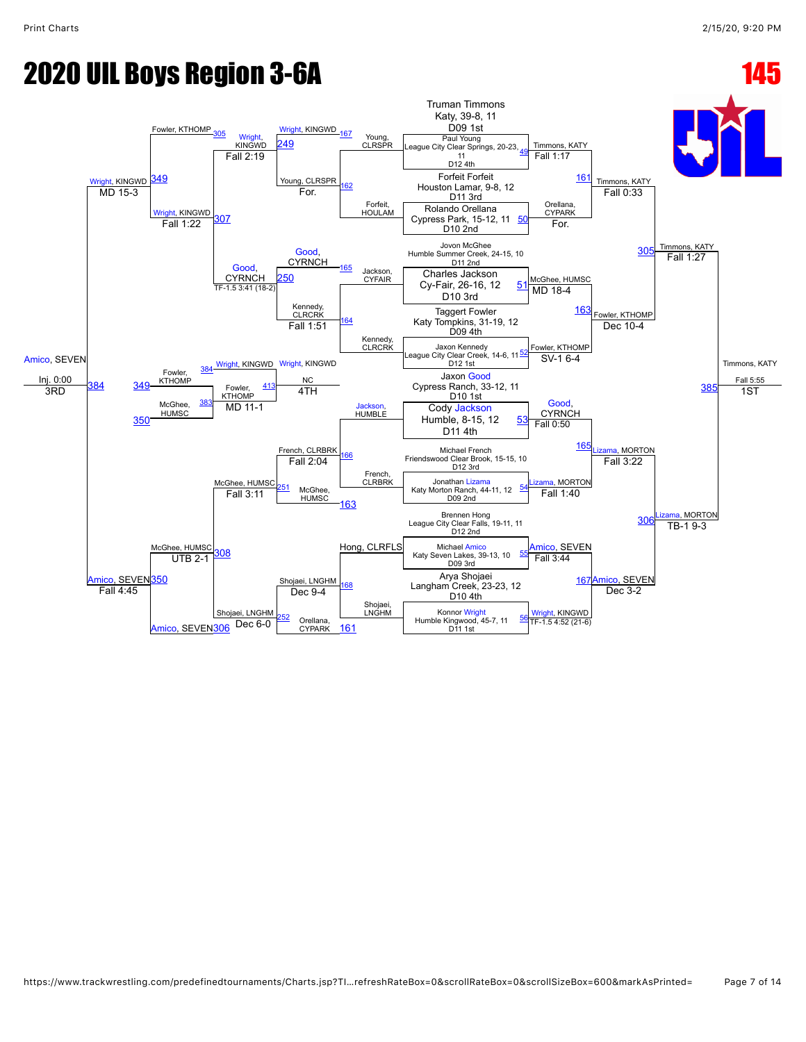# 2020 UIL Boys Region 3-6A

**145**

## Championship Bracket

| Match | Wrestler | Result |
|---|---|---|
| 49 | Paul Young, League City Clear Springs, 20-23, 11 (D12 4th) vs Truman Timmons, Katy, 39-8, 11 (D09 1st) | Timmons, KATY — Fall 1:17 |
| 50 | Forfeit Forfeit, Houston Lamar, 9-8, 12 (D11 3rd) vs Rolando Orellana, Cypress Park, 15-12, 11 (D10 2nd) | Orellana, CYPARK — For. |
| 51 | Jovon McGhee, Humble Summer Creek, 24-15, 10 (D11 2nd) vs Charles Jackson, Cy-Fair, 26-16, 12 (D10 3rd) | McGhee, HUMSC — MD 18-4 |
| 52 | Taggert Fowler, Katy Tompkins, 31-19, 12 (D09 4th) vs Jaxon Kennedy, League City Clear Creek, 14-6, 11 (D12 1st) | Fowler, KTHOMP — SV-1 6-4 |
| 53 | Jaxon Good, Cypress Ranch, 33-12, 11 (D10 1st) vs Cody Jackson, Humble, 8-15, 12 (D11 4th) | Good, CYRNCH — Fall 0:50 |
| 54 | Michael French, Friendswood Clear Brook, 15-15, 10 (D12 3rd) vs Jonathan Lizama, Katy Morton Ranch, 44-11, 12 (D09 2nd) | Lizama, MORTON — Fall 1:40 |
| 55 | Brennen Hong, League City Clear Falls, 19-11, 11 (D12 2nd) vs Michael Amico, Katy Seven Lakes, 39-13, 10 (D09 3rd) | Amico, SEVEN — Fall 3:44 |
| 56 | Arya Shojaei, Langham Creek, 23-23, 12 (D10 4th) vs Konnor Wright, Humble Kingwood, 45-7, 11 (D11 1st) | Wright, KINGWD — TF-1.5 4:52 (21-6) |
| 161 | Timmons, KATY vs Orellana, CYPARK | Timmons, KATY — Fall 0:33 |
| 163 | McGhee, HUMSC vs Fowler, KTHOMP | Fowler, KTHOMP — Dec 10-4 |
| 165 | Good, CYRNCH vs Lizama, MORTON | Lizama, MORTON — Fall 3:22 |
| 167 | Amico, SEVEN vs Wright, KINGWD | Amico, SEVEN — Dec 3-2 |
| 305 | Timmons, KATY vs Fowler, KTHOMP | Timmons, KATY — Fall 1:27 |
| 306 | Lizama, MORTON vs Amico, SEVEN | Lizama, MORTON — TB-1 9-3 |
| 385 | Timmons, KATY vs Lizama, MORTON | Timmons, KATY — Fall 5:55 — **1ST** |

## Consolation Bracket

| Match | Wrestler | Result |
|---|---|---|
| 162 | Young, CLRSPR vs Forfeit, HOULAM | Young, CLRSPR — For. |
| 164 | Jackson, CYFAIR vs Kennedy, CLRCRK | Kennedy, CLRCRK — Fall 1:51 |
| 166 | Jackson, HUMBLE vs French, CLRBRK | French, CLRBRK — Fall 2:04 |
| 168 | Hong, CLRFLS vs Shojaei, LNGHM | Shojaei, LNGHM — Dec 9-4 |
| 249 | Wright, KINGWD (167) vs Young, CLRSPR | Wright, KINGWD — Fall 2:19 |
| 250 | Good, CYRNCH (165) vs Kennedy, CLRCRK | Good, CYRNCH — TF-1.5 3:41 (18-2) |
| 251 | French, CLRBRK vs McGhee, HUMSC (163) | McGhee, HUMSC — Fall 3:11 |
| 252 | Shojaei, LNGHM vs Orellana, CYPARK (161) | Shojaei, LNGHM — Dec 6-0 |
| 307 | Wright, KINGWD vs Good, CYRNCH | Wright, KINGWD — Fall 1:22 |
| 308 | McGhee, HUMSC vs Shojaei, LNGHM | McGhee, HUMSC — UTB 2-1 |
| 349 | Fowler, KTHOMP (305) vs Wright, KINGWD | Wright, KINGWD — MD 15-3 |
| 350 | McGhee, HUMSC vs Amico, SEVEN (306) | Amico, SEVEN — Fall 4:45 |
| 384 | Wright, KINGWD vs Amico, SEVEN | Amico, SEVEN — Inj. 0:00 — **3RD** |

## Consolation (5th/4th)

| Match | Wrestler | Result |
|---|---|---|
| 383 | Fowler, KTHOMP (349) vs McGhee, HUMSC (350) | Fowler, KTHOMP — MD 11-1 |
| 413 | Wright, KINGWD vs Fowler, KTHOMP | Wright, KINGWD — NC — **4TH** |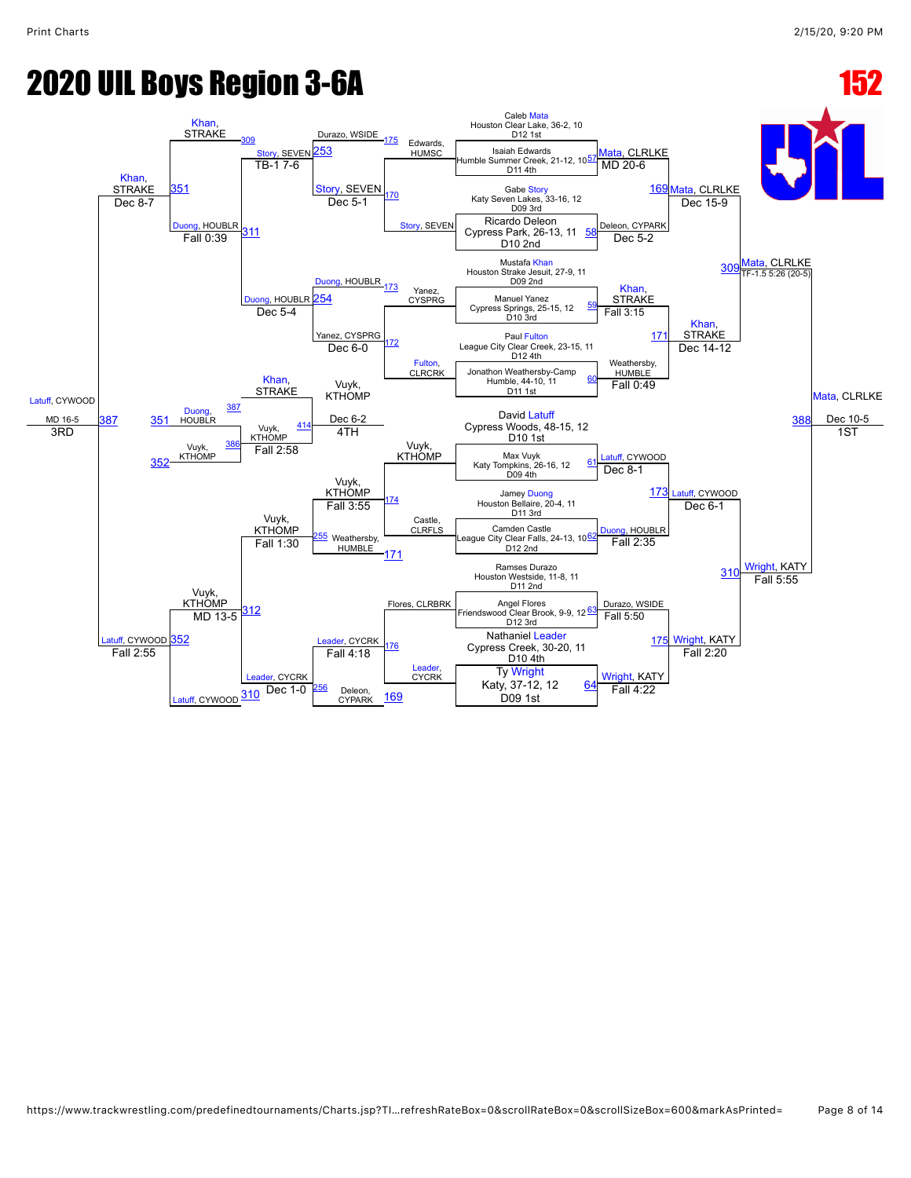# 2020 UIL Boys Region 3-6A

**152**

## Championship Bracket

### Round 1 (Bracket Entrants)

| Wrestler | School | Record | Seed |
|---|---|---|---|
| Caleb Mata | Houston Clear Lake | 36-2, 10 | D12 1st |
| Isaiah Edwards | Humble Summer Creek | 21-12, 10 | D11 4th |
| Gabe Story | Katy Seven Lakes | 33-16, 12 | D09 3rd |
| Ricardo Deleon | Cypress Park | 26-13, 11 | D10 2nd |
| Mustafa Khan | Houston Strake Jesuit | 27-9, 11 | D09 2nd |
| Manuel Yanez | Cypress Springs | 25-15, 12 | D10 3rd |
| Paul Fulton | League City Clear Creek | 23-15, 11 | D12 4th |
| Jonathon Weathersby-Camp | Humble | 44-10, 11 | D11 1st |
| David Latuff | Cypress Woods | 48-15, 12 | D10 1st |
| Max Vuyk | Katy Tompkins | 26-16, 12 | D09 4th |
| Jamey Duong | Houston Bellaire | 20-4, 11 | D11 3rd |
| Camden Castle | League City Clear Falls | 24-13, 10 | D12 2nd |
| Ramses Durazo | Houston Westside | 11-8, 11 | D11 2nd |
| Angel Flores | Friendswood Clear Brook | 9-9, 12 | D12 3rd |
| Nathaniel Leader | Cypress Creek | 30-20, 11 | D10 4th |
| Ty Wright | Katy | 37-12, 12 | D09 1st |

### Championship Results

| Bout | Winner | Result |
|---|---|---|
| 57 | Mata, CLRLKE | MD 20-6 |
| 58 | Deleon, CYPARK | Dec 5-2 |
| 59 | Khan, STRAKE | Fall 3:15 |
| 60 | Weathersby, HUMBLE | Fall 0:49 |
| 61 | Latuff, CYWOOD | Dec 8-1 |
| 62 | Duong, HOUBLR | Fall 2:35 |
| 63 | Durazo, WSIDE | Fall 5:50 |
| 64 | Wright, KATY | Fall 4:22 |
| 169 | Mata, CLRLKE | Dec 15-9 |
| 171 | Khan, STRAKE | Dec 14-12 |
| 173 | Latuff, CYWOOD | Dec 6-1 |
| 175 | Wright, KATY | Fall 2:20 |
| 309 | Mata, CLRLKE | TF-1.5 5:26 (20-5) |
| 310 | Wright, KATY | Fall 5:55 |
| 388 | Mata, CLRLKE | Dec 10-5 (1ST) |

## Consolation Bracket

| Bout | Matchup | Winner | Result |
|---|---|---|---|
| 170 | Edwards, HUMSC vs Story, SEVEN | Story, SEVEN | Dec 5-1 |
| 172 | Yanez, CYSPRG vs Fulton, CLRCRK | Yanez, CYSPRG | Dec 6-0 |
| 174 | Vuyk, KTHOMP vs Castle, CLRFLS | Vuyk, KTHOMP | Fall 3:55 |
| 176 | Flores, CLRBRK vs Leader, CYCRK | Leader, CYCRK | Fall 4:18 |
| 253 | Durazo, WSIDE (175) vs Story, SEVEN | Story, SEVEN | TB-1 7-6 |
| 254 | Duong, HOUBLR (173) vs Yanez, CYSPRG | Duong, HOUBLR | Dec 5-4 |
| 255 | Vuyk, KTHOMP vs Weathersby, HUMBLE (171) | Vuyk, KTHOMP | Fall 1:30 |
| 256 | Leader, CYCRK vs Deleon, CYPARK (169) | Leader, CYCRK | Dec 1-0 |
| 311 | Khan, STRAKE (309) vs Duong, HOUBLR | Duong, HOUBLR | Fall 0:39 |
| 312 | Vuyk, KTHOMP vs Latuff, CYWOOD (310) | Vuyk, KTHOMP | MD 13-5 |
| 351 | Khan, STRAKE vs Duong, HOUBLR | Khan, STRAKE | Dec 8-7 |
| 352 | Vuyk, KTHOMP vs Latuff, CYWOOD | Latuff, CYWOOD | Fall 2:55 |
| 386 | Duong, HOUBLR (387) vs Vuyk, KTHOMP | Vuyk, KTHOMP | Fall 2:58 |
| 414 | Khan, STRAKE vs Vuyk, KTHOMP | Vuyk, KTHOMP | Dec 6-2 (4TH) |
| 387 | Khan, STRAKE (351) vs Latuff, CYWOOD (352) | Latuff, CYWOOD | MD 16-5 (3RD) |

## Placements

- 1ST: Mata, CLRLKE
- 3RD: Latuff, CYWOOD
- 4TH: Vuyk, KTHOMP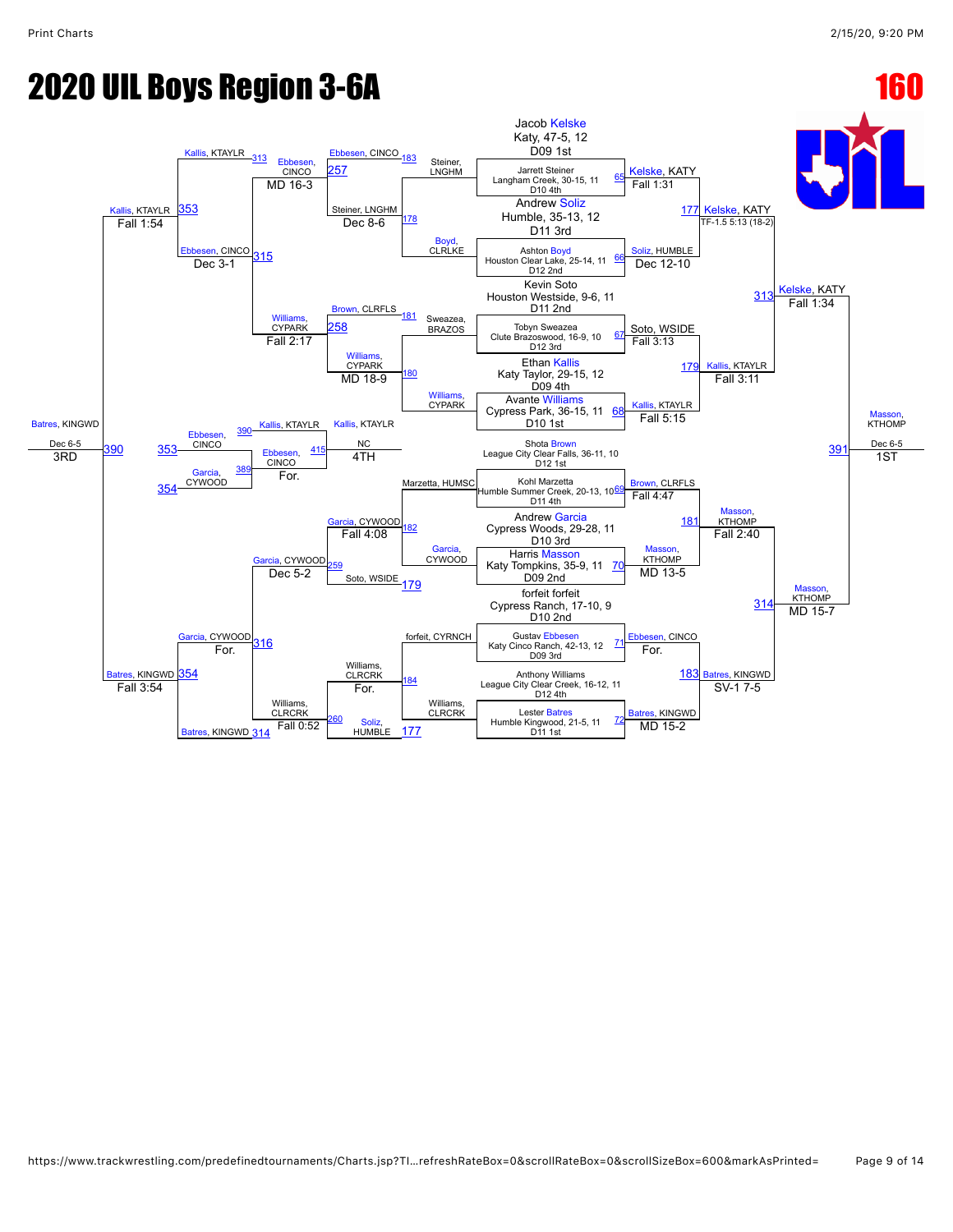# 2020 UIL Boys Region 3-6A

## 160

### Championship Bracket

| Bout | Wrestler | Wrestler | Winner | Result |
|---|---|---|---|---|
| 65 | Jacob Kelske, Katy, 47-5, 12 (D09 1st) | Jarrett Steiner, Langham Creek, 30-15, 11 (D10 4th) | Kelske, KATY | Fall 1:31 |
| 66 | Andrew Soliz, Humble, 35-13, 12 (D11 3rd) | Ashton Boyd, Houston Clear Lake, 25-14, 11 (D12 2nd) | Soliz, HUMBLE | Dec 12-10 |
| 67 | Kevin Soto, Houston Westside, 9-6, 11 (D11 2nd) | Tobyn Sweazea, Clute Brazoswood, 16-9, 10 (D12 3rd) | Soto, WSIDE | Fall 3:13 |
| 68 | Ethan Kallis, Katy Taylor, 29-15, 12 (D09 4th) | Avante Williams, Cypress Park, 36-15, 11 (D10 1st) | Kallis, KTAYLR | Fall 5:15 |
| 69 | Shota Brown, League City Clear Falls, 36-11, 10 (D12 1st) | Kohl Marzetta, Humble Summer Creek, 20-13, 10 (D11 4th) | Brown, CLRFLS | Fall 4:47 |
| 70 | Andrew Garcia, Cypress Woods, 29-28, 11 (D10 3rd) | Harris Masson, Katy Tompkins, 35-9, 11 (D09 2nd) | Masson, KTHOMP | MD 13-5 |
| 71 | forfeit forfeit, Cypress Ranch, 17-10, 9 (D10 2nd) | Gustav Ebbesen, Katy Cinco Ranch, 42-13, 12 (D09 3rd) | Ebbesen, CINCO | For. |
| 72 | Anthony Williams, League City Clear Creek, 16-12, 11 (D12 4th) | Lester Batres, Humble Kingwood, 21-5, 11 (D11 1st) | Batres, KINGWD | MD 15-2 |
| 177 | Kelske, KATY | Soliz, HUMBLE | Kelske, KATY | TF-1.5 5:13 (18-2) |
| 179 | Soto, WSIDE | Kallis, KTAYLR | Kallis, KTAYLR | Fall 3:11 |
| 181 | Brown, CLRFLS | Masson, KTHOMP | Masson, KTHOMP | Fall 2:40 |
| 183 | Ebbesen, CINCO | Batres, KINGWD | Batres, KINGWD | SV-1 7-5 |
| 313 | Kelske, KATY | Kallis, KTAYLR | Kelske, KATY | Fall 1:34 |
| 314 | Masson, KTHOMP | Batres, KINGWD | Masson, KTHOMP | MD 15-7 |
| 391 (1st) | Kelske, KATY | Masson, KTHOMP | Masson, KTHOMP | Dec 6-5 |

**1ST:** Masson, KTHOMP (Dec 6-5)

### Consolation Bracket

| Bout | Wrestler | Wrestler | Winner | Result |
|---|---|---|---|---|
| 178 | Steiner, LNGHM | Boyd, CLRLKE | Steiner, LNGHM | Dec 8-6 |
| 180 | Sweazea, BRAZOS | Williams, CYPARK | Williams, CYPARK | MD 18-9 |
| 182 | Marzetta, HUMSC | Garcia, CYWOOD | Garcia, CYWOOD | Fall 4:08 |
| 184 | forfeit, CYRNCH | Williams, CLRCRK | Williams, CLRCRK | For. |
| 257 | Ebbesen, CINCO | Steiner, LNGHM | Ebbesen, CINCO | MD 16-3 |
| 258 | Brown, CLRFLS | Williams, CYPARK | Williams, CYPARK | Fall 2:17 |
| 259 | Garcia, CYWOOD | Soto, WSIDE | Garcia, CYWOOD | Dec 5-2 |
| 260 | Williams, CLRCRK | Soliz, HUMBLE | Williams, CLRCRK | Fall 0:52 |
| 313 | Kallis, KTAYLR | Ebbesen, CINCO | Kallis, KTAYLR | Fall 1:54 |
| 315 | Ebbesen, CINCO | Williams, CYPARK | Ebbesen, CINCO | Dec 3-1 |
| 316 | Garcia, CYWOOD | Williams, CLRCRK | Garcia, CYWOOD | For. |
| 314 | Batres, KINGWD | Garcia, CYWOOD | Batres, KINGWD | Fall 3:54 |
| 353 | Kallis, KTAYLR | Ebbesen, CINCO | Kallis, KTAYLR | Fall 1:54 |
| 354 | Garcia, CYWOOD | Batres, KINGWD | Batres, KINGWD | Fall 3:54 |
| 389 | Ebbesen, CINCO | Garcia, CYWOOD | Ebbesen, CINCO | For. |
| 390 | Kallis, KTAYLR | Batres, KINGWD | Batres, KINGWD | Dec 6-5 |
| 415 (4th) | Kallis, KTAYLR | Ebbesen, CINCO | Kallis, KTAYLR | NC |

**3RD:** Batres, KINGWD (Dec 6-5)

**4TH:** Kallis, KTAYLR (NC)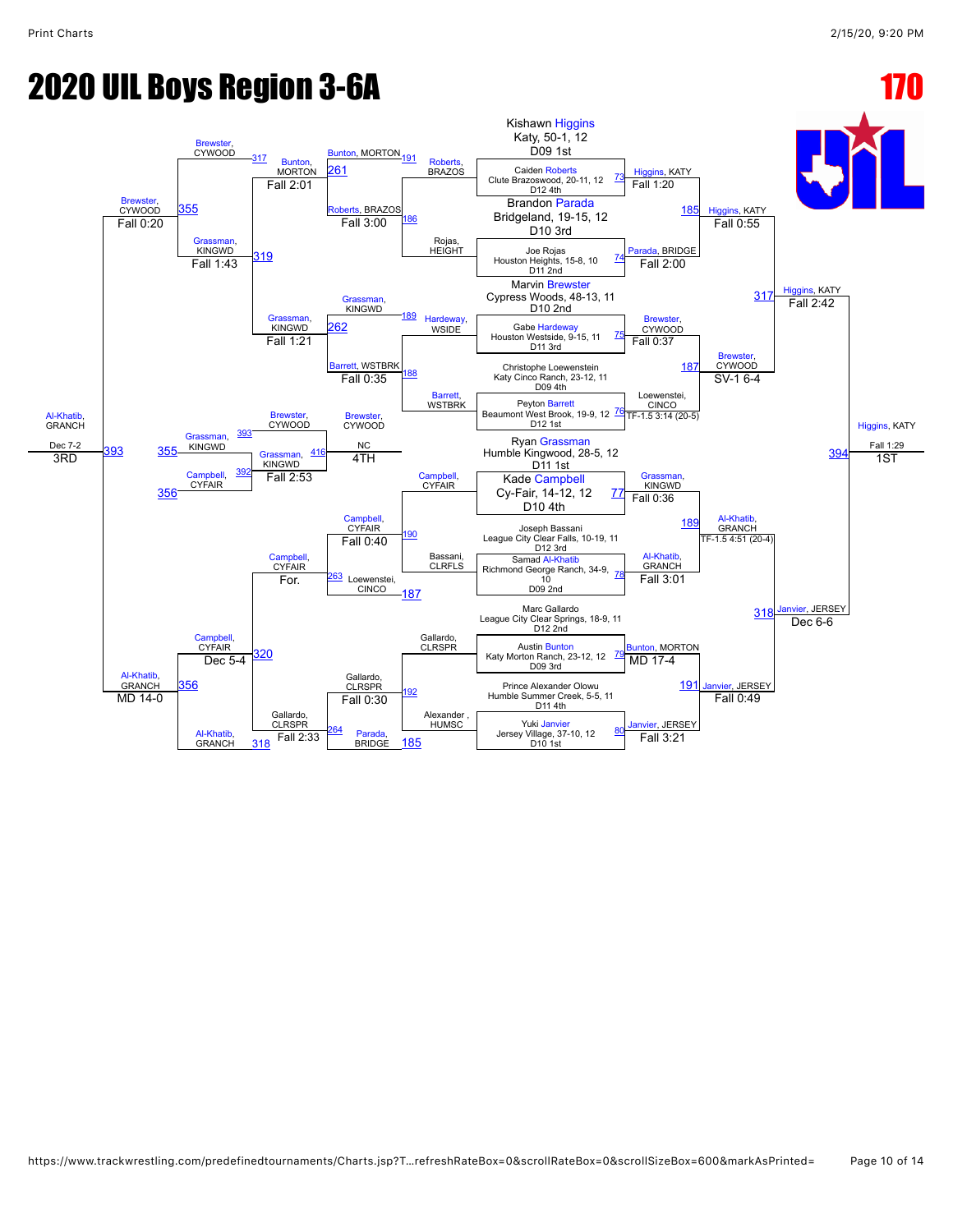# 2020 UIL Boys Region 3-6A

**170**

## Championship Bracket

| Bout | Wrestler | Result |
|---|---|---|
| 73 | Kishawn Higgins, Katy, 50-1, 12, D09 1st vs Caiden Roberts, Clute Brazoswood, 20-11, 12, D12 4th | Higgins, KATY — Fall 1:20 |
| 74 | Brandon Parada, Bridgeland, 19-15, 12, D10 3rd vs Joe Rojas, Houston Heights, 15-8, 10, D11 2nd | Parada, BRIDGE — Fall 2:00 |
| 75 | Marvin Brewster, Cypress Woods, 48-13, 11, D10 2nd vs Gabe Hardeway, Houston Westside, 9-15, 11, D11 3rd | Brewster, CYWOOD — Fall 0:37 |
| 76 | Christophe Loewenstein, Katy Cinco Ranch, 23-12, 11, D09 4th vs Peyton Barrett, Beaumont West Brook, 19-9, 12, D12 1st | Loewenstei, CINCO — TF-1.5 3:14 (20-5) |
| 77 | Ryan Grassman, Humble Kingwood, 28-5, 12, D11 1st vs Kade Campbell, Cy-Fair, 14-12, 12, D10 4th | Grassman, KINGWD — Fall 0:36 |
| 78 | Joseph Bassani, League City Clear Falls, 10-19, 11, D12 3rd vs Samad Al-Khatib, Richmond George Ranch, 34-9, 10, D09 2nd | Al-Khatib, GRANCH — Fall 3:01 |
| 79 | Marc Gallardo, League City Clear Springs, 18-9, 11, D12 2nd vs Austin Bunton, Katy Morton Ranch, 23-12, 12, D09 3rd | Bunton, MORTON — MD 17-4 |
| 80 | Prince Alexander Olowu, Humble Summer Creek, 5-5, 11, D11 4th vs Yuki Janvier, Jersey Village, 37-10, 12, D10 1st | Janvier, JERSEY — Fall 3:21 |
| 185 | Higgins, KATY vs Parada, BRIDGE | Higgins, KATY — Fall 0:55 |
| 187 | Brewster, CYWOOD vs Loewenstei, CINCO | Brewster, CYWOOD — SV-1 6-4 |
| 189 | Grassman, KINGWD vs Al-Khatib, GRANCH | Al-Khatib, GRANCH — TF-1.5 4:51 (20-4) |
| 191 | Bunton, MORTON vs Janvier, JERSEY | Janvier, JERSEY — Fall 0:49 |
| 317 | Higgins, KATY vs Brewster, CYWOOD | Higgins, KATY — Fall 2:42 |
| 318 | Al-Khatib, GRANCH vs Janvier, JERSEY | Janvier, JERSEY — Dec 6-6 |
| 394 | Higgins, KATY vs Janvier, JERSEY | **1ST: Higgins, KATY — Fall 1:29** |

## Consolation Bracket

| Bout | Wrestler | Result |
|---|---|---|
| 186 | Roberts, BRAZOS vs Rojas, HEIGHT | Roberts, BRAZOS — Fall 3:00 |
| 188 | Hardeway, WSIDE vs Barrett, WSTBRK | Barrett, WSTBRK — Fall 0:35 |
| 190 | Campbell, CYFAIR vs Bassani, CLRFLS | Campbell, CYFAIR — Fall 0:40 |
| 192 | Gallardo, CLRSPR vs Alexander, HUMSC | Gallardo, CLRSPR — Fall 0:30 |
| 261 | Bunton, MORTON vs Roberts, BRAZOS | Bunton, MORTON — Fall 2:01 |
| 262 | Grassman, KINGWD vs Barrett, WSTBRK | Grassman, KINGWD — Fall 1:21 |
| 263 | Campbell, CYFAIR vs Loewenstei, CINCO | Campbell, CYFAIR — For. |
| 264 | Gallardo, CLRSPR vs Parada, BRIDGE | Gallardo, CLRSPR — Fall 2:33 |
| 317 | Brewster, CYWOOD vs Bunton, MORTON | Brewster, CYWOOD |
| 319 | Grassman, KINGWD vs Grassman, KINGWD | Grassman, KINGWD — Fall 1:43 |
| 320 | Campbell, CYFAIR vs Gallardo, CLRSPR | Campbell, CYFAIR — Dec 5-4 |
| 318 | Al-Khatib, GRANCH vs Gallardo, CLRSPR | Al-Khatib, GRANCH |
| 355 | Brewster, CYWOOD vs Grassman, KINGWD | Brewster, CYWOOD — Fall 0:20 |
| 356 | Campbell, CYFAIR vs Al-Khatib, GRANCH | Al-Khatib, GRANCH — MD 14-0 |
| 393 | Brewster, CYWOOD vs Al-Khatib, GRANCH | **3RD: Al-Khatib, GRANCH — Dec 7-2** |
| 392 | Campbell, CYFAIR | |
| 416 | Grassman, KINGWD vs Brewster, CYWOOD | **4TH: Brewster, CYWOOD — NC**; Grassman, KINGWD — Fall 2:53 |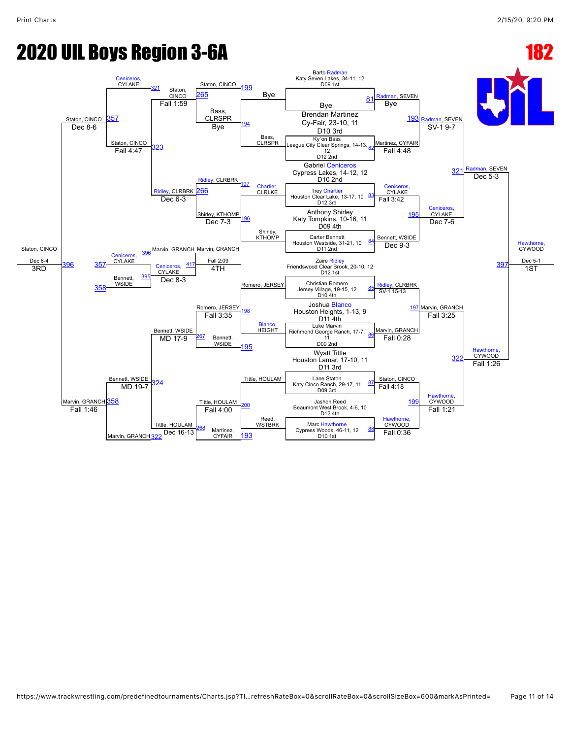# 2020 UIL Boys Region 3-6A

**182**

## Championship Bracket

### First Round (seeds)

- Barto Radman, Katy Seven Lakes, 34-11, 12, D09 1st — Bye
- Brendan Martinez, Cy-Fair, 23-10, 11, D10 3rd
- Ky`on Bass, League City Clear Springs, 14-13, 12, D12 2nd
- Gabriel Ceniceros, Cypress Lakes, 14-12, 12, D10 2nd
- Trey Chartier, Houston Clear Lake, 13-17, 10, D12 3rd
- Anthony Shirley, Katy Tompkins, 10-16, 11, D09 4th
- Carter Bennett, Houston Westside, 31-21, 10, D11 2nd
- Zaire Ridley, Friendswood Clear Brook, 20-10, 12, D12 1st
- Christian Romero, Jersey Village, 19-15, 12, D10 4th
- Joshua Blanco, Houston Heights, 1-13, 9, D11 4th
- Luke Marvin, Richmond George Ranch, 17-7, 11, D09 2nd
- Wyatt Tittle, Houston Lamar, 17-10, 11, D11 3rd
- Lane Staton, Katy Cinco Ranch, 29-17, 11, D09 3rd
- Jashon Reed, Beaumont West Brook, 4-6, 10, D12 4th
- Marc Hawthorne, Cypress Woods, 46-11, 12, D10 1st

### Championship Results

| Match | Winner | Result |
|---|---|---|
| 81 | Radman, SEVEN | Bye |
| 82 | Martinez, CYFAIR | Fall 4:48 |
| 83 | Ceniceros, CYLAKE | Fall 3:42 |
| 84 | Bennett, WSIDE | Dec 9-3 |
| 85 | Ridley, CLRBRK | SV-1 15-13 |
| 86 | Marvin, GRANCH | Fall 0:28 |
| 87 | Staton, CINCO | Fall 4:18 |
| 88 | Hawthorne, CYWOOD | Fall 0:36 |
| 193 | Radman, SEVEN | SV-1 9-7 |
| 195 | Ceniceros, CYLAKE | Dec 7-6 |
| 197 | Marvin, GRANCH | Fall 3:25 |
| 199 | Hawthorne, CYWOOD | Fall 1:21 |
| 321 | Radman, SEVEN | Dec 5-3 |
| 322 | Hawthorne, CYWOOD | Fall 1:26 |
| 397 | Hawthorne, CYWOOD | Dec 5-1 — 1ST |

## Consolation Bracket

| Match | Competitors | Winner | Result |
|---|---|---|---|
| 194 | Bye vs Bass, CLRSPR | Bass, CLRSPR | Bye |
| 196 | Chartier, CLRLKE vs Shirley, KTHOMP | Shirley, KTHOMP | Dec 7-3 |
| 198 | Romero, JERSEY vs Blanco, HEIGHT | Romero, JERSEY | Fall 3:35 |
| 200 | Tittle, HOULAM vs Reed, WSTBRK | Tittle, HOULAM | Fall 4:00 |
| 265 | Staton, CINCO (199) vs Bass, CLRSPR | Staton, CINCO | Fall 1:59 |
| 266 | Ridley, CLRBRK (197) vs Shirley, KTHOMP | Ridley, CLRBRK | Dec 6-3 |
| 267 | Romero, JERSEY vs Bennett, WSIDE (195) | Bennett, WSIDE | MD 17-9 |
| 268 | Tittle, HOULAM vs Martinez, CYFAIR (193) | Tittle, HOULAM | Dec 16-13 |
| 323 | Ceniceros, CYLAKE (321) vs Staton, CINCO | Staton, CINCO | Fall 4:47 |
| 324 | Ridley, CLRBRK vs Bennett, WSIDE | Bennett, WSIDE | MD 19-7 |
| 357 | Staton, CINCO vs Ridley/… | Staton, CINCO | Dec 8-6 |
| 358 | Bennett, WSIDE vs Marvin, GRANCH (322) | Marvin, GRANCH | Fall 1:46 |
| 396 | Staton, CINCO vs Marvin, GRANCH | Staton, CINCO | Dec 6-4 — 3RD |
| 395 | Ceniceros, CYLAKE (357) vs Bennett, WSIDE (358) | Ceniceros, CYLAKE | Dec 8-3 |
| 417 | Ceniceros, CYLAKE vs Marvin, GRANCH (396) | Marvin, GRANCH | Fall 2:09 — 4TH |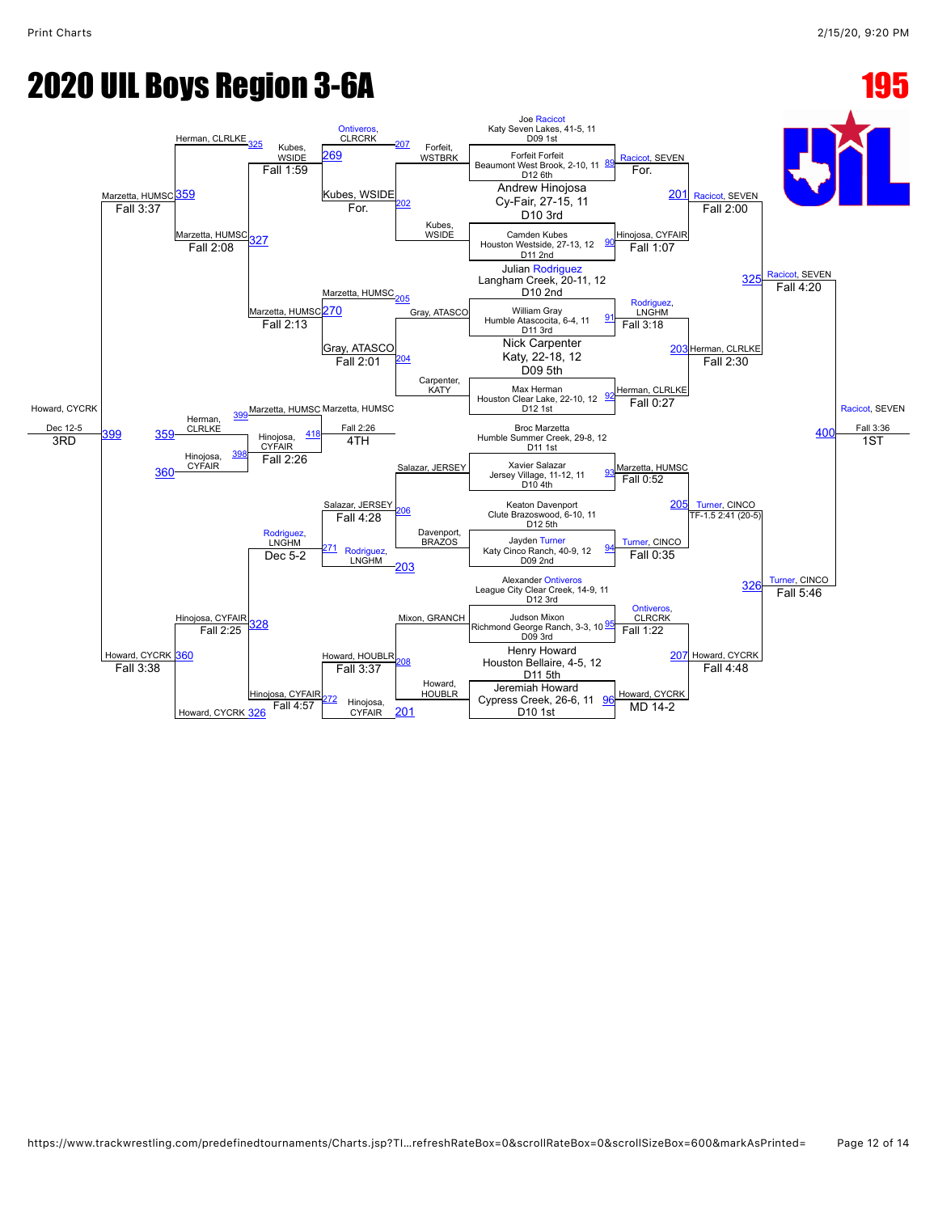# 2020 UIL Boys Region 3-6A

## 195

### Championship Bracket

**Top half**

- Joe Racicot, Katy Seven Lakes, 41-5, 11, D09 1st vs Forfeit Forfeit, Beaumont West Brook, 2-10, 11, D12 6th — Bout 89: Racicot, SEVEN — For.
- Andrew Hinojosa, Cy-Fair, 27-15, 11, D10 3rd vs Camden Kubes, Houston Westside, 27-13, 12, D11 2nd — Bout 90: Hinojosa, CYFAIR — Fall 1:07
- Bout 201: Racicot, SEVEN — Fall 2:00
- Julian Rodriguez, Langham Creek, 20-11, 12, D10 2nd vs William Gray, Humble Atascocita, 6-4, 11, D11 3rd — Bout 91: Rodriguez, LNGHM — Fall 3:18
- Nick Carpenter, Katy, 22-18, 12, D09 5th vs Max Herman, Houston Clear Lake, 22-10, 12, D12 1st — Bout 92: Herman, CLRLKE — Fall 0:27
- Bout 203: Herman, CLRLKE — Fall 2:30
- Bout 325: Racicot, SEVEN — Fall 4:20

**Bottom half**

- Broc Marzetta, Humble Summer Creek, 29-8, 12, D11 1st vs Xavier Salazar, Jersey Village, 11-12, 11, D10 4th — Bout 93: Marzetta, HUMSC — Fall 0:52
- Keaton Davenport, Clute Brazoswood, 6-10, 11, D12 5th vs Jayden Turner, Katy Cinco Ranch, 40-9, 12, D09 2nd — Bout 94: Turner, CINCO — Fall 0:35
- Bout 205: Turner, CINCO — TF-1.5 2:41 (20-5)
- Alexander Ontiveros, League City Clear Creek, 14-9, 11, D12 3rd vs Judson Mixon, Richmond George Ranch, 3-3, 10, D09 3rd — Bout 95: Ontiveros, CLRCRK — Fall 1:22
- Henry Howard, Houston Bellaire, 4-5, 12, D11 5th vs Jeremiah Howard, Cypress Creek, 26-6, 11, D10 1st — Bout 96: Howard, CYCRK — MD 14-2
- Bout 207: Howard, CYCRK — Fall 4:48
- Bout 326: Turner, CINCO — Fall 5:46

**Final** — Bout 400: Racicot, SEVEN — Fall 3:36 — 1ST

### Consolation Bracket

**Top half**

- Bout 207: Ontiveros, CLRCRK vs Forfeit, WSTBRK
- Bout 202: Kubes, WSIDE vs Kubes, WSIDE (For.)
- Bout 269: Kubes, WSIDE — Fall 1:59
- Bout 325: Herman, CLRLKE
- Bout 359: Marzetta, HUMSC — Fall 3:37
- Bout 205: Marzetta, HUMSC vs Gray, ATASCO
- Bout 204: Gray, ATASCO — Fall 2:01 (vs Carpenter, KATY)
- Bout 270: Marzetta, HUMSC — Fall 2:13
- Bout 327: Marzetta, HUMSC — Fall 2:08

**Bottom half**

- Bout 206: Salazar, JERSEY — Fall 4:28 (vs Davenport, BRAZOS)
- Bout 203: Rodriguez, LNGHM
- Bout 271: Rodriguez, LNGHM — Dec 5-2
- Bout 208: Howard, HOUBLR — Fall 3:37 (Mixon, GRANCH vs Howard, HOUBLR)
- Bout 201: Hinojosa, CYFAIR
- Bout 272: Hinojosa, CYFAIR — Fall 4:57
- Bout 328: Hinojosa, CYFAIR — Fall 2:25
- Bout 326: Howard, CYCRK
- Bout 360: Howard, CYCRK — Fall 3:38

**Consolation Finals**

- Bout 399: Herman, CLRLKE vs Marzetta, HUMSC
- Bout 398: Hinojosa, CYFAIR
- Bout 418: Marzetta, HUMSC vs Hinojosa, CYFAIR — Hinojosa, CYFAIR — Fall 2:26 — 4TH: Marzetta, HUMSC
- 3RD: Howard, CYCRK — Dec 12-5 (Bout 399; 359 Herman, CLRLKE; 360 Hinojosa, CYFAIR)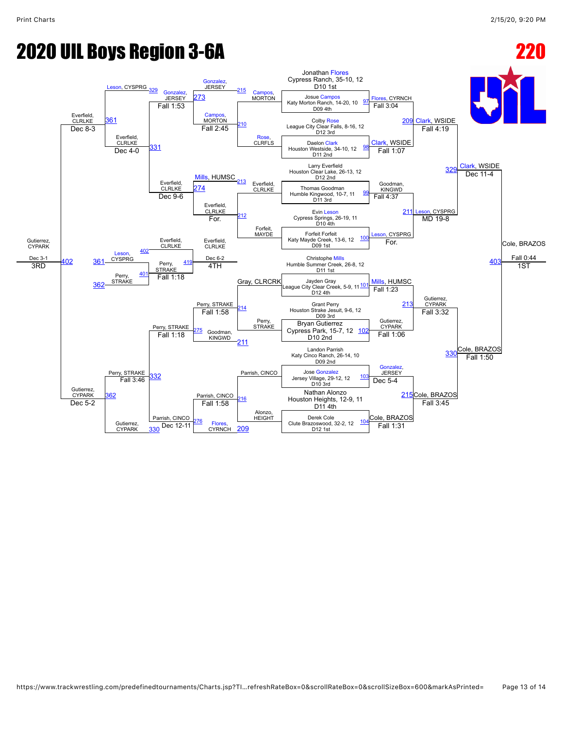# 2020 UIL Boys Region 3-6A

## 220

### Championship Bracket

| Match | Wrestler | Result |
|---|---|---|
| 97 | Jonathan Flores, Cypress Ranch, 35-10, 12 (D10 1st) vs Josue Campos, Katy Morton Ranch, 14-20, 10 (D09 4th) | Flores, CYRNCH — Fall 3:04 |
| 98 | Colby Rose, League City Clear Falls, 8-16, 12 (D12 3rd) vs Daelon Clark, Houston Westside, 34-10, 12 (D11 2nd) | Clark, WSIDE — Fall 1:07 |
| 99 | Larry Everfield, Houston Clear Lake, 26-13, 12 (D12 2nd) vs Thomas Goodman, Humble Kingwood, 10-7, 11 (D11 3rd) | Goodman, KINGWD — Fall 4:37 |
| 100 | Evin Leson, Cypress Springs, 26-19, 11 (D10 4th) vs Forfeit Forfeit, Katy Mayde Creek, 13-6, 12 (D09 1st) | Leson, CYSPRG — For. |
| 101 | Christophe Mills, Humble Summer Creek, 26-8, 12 (D11 1st) vs Jayden Gray, League City Clear Creek, 5-9, 11 (D12 4th) | Mills, HUMSC — Fall 1:23 |
| 102 | Grant Perry, Houston Strake Jesuit, 9-6, 12 (D09 3rd) vs Bryan Gutierrez, Cypress Park, 15-7, 12 (D10 2nd) | Gutierrez, CYPARK — Fall 1:06 |
| 103 | Landon Parrish, Katy Cinco Ranch, 26-14, 10 (D09 2nd) vs Jose Gonzalez, Jersey Village, 29-12, 12 (D10 3rd) | Gonzalez, JERSEY — Dec 5-4 |
| 104 | Nathan Alonzo, Houston Heights, 12-9, 11 (D11 4th) vs Derek Cole, Clute Brazoswood, 32-2, 12 (D12 1st) | Cole, BRAZOS — Fall 1:31 |
| 209 | Flores, CYRNCH vs Clark, WSIDE | Clark, WSIDE — Fall 4:19 |
| 211 | Goodman, KINGWD vs Leson, CYSPRG | Leson, CYSPRG — MD 19-8 |
| 213 | Mills, HUMSC vs Gutierrez, CYPARK | Gutierrez, CYPARK — Fall 3:32 |
| 215 | Gonzalez, JERSEY vs Cole, BRAZOS | Cole, BRAZOS — Fall 3:45 |
| 329 | Clark, WSIDE vs Leson, CYSPRG | Clark, WSIDE — Dec 11-4 |
| 330 | Gutierrez, CYPARK vs Cole, BRAZOS | Cole, BRAZOS — Fall 1:50 |
| 403 | Clark, WSIDE vs Cole, BRAZOS | Cole, BRAZOS — Fall 0:44 (1ST) |

### Consolation Bracket

| Match | Wrestlers | Result |
|---|---|---|
| 210 | Campos, MORTON vs Rose, CLRFLS | Campos, MORTON — Fall 2:45 |
| 212 | Everfield, CLRLKE vs Forfeit, MAYDE | Everfield, CLRLKE — For. |
| 214 | Gray, CLRCRK vs Perry, STRAKE | Perry, STRAKE — Fall 1:58 |
| 216 | Parrish, CINCO vs Alonzo, HEIGHT | Parrish, CINCO — Fall 1:58 |
| 273 | Gonzalez, JERSEY vs Campos, MORTON | Gonzalez, JERSEY — Fall 1:53 |
| 274 | Mills, HUMSC vs Everfield, CLRLKE | Everfield, CLRLKE — Dec 9-6 |
| 275 | Perry, STRAKE vs Goodman, KINGWD | Perry, STRAKE — Fall 1:18 |
| 276 | Parrish, CINCO vs Flores, CYRNCH | Parrish, CINCO — Dec 12-11 |
| 331 | Leson, CYSPRG vs Gonzalez, JERSEY / Everfield, CLRLKE | Everfield, CLRLKE — Dec 4-0 |
| 332 | Perry, STRAKE vs Parrish, CINCO / Gutierrez, CYPARK | Perry, STRAKE — Fall 3:46 |
| 361 | Everfield, CLRLKE vs Leson, CYSPRG | Everfield, CLRLKE — Dec 8-3 |
| 362 | Perry, STRAKE vs Gutierrez, CYPARK | Gutierrez, CYPARK — Dec 5-2 |
| 402 | Everfield, CLRLKE vs Gutierrez, CYPARK | Gutierrez, CYPARK — Dec 3-1 (3RD) |
| 401 | Leson, CYSPRG vs Perry, STRAKE | Perry, STRAKE |
| 419 | Perry, STRAKE vs Everfield, CLRLKE | Everfield, CLRLKE — Dec 6-2 (4TH) |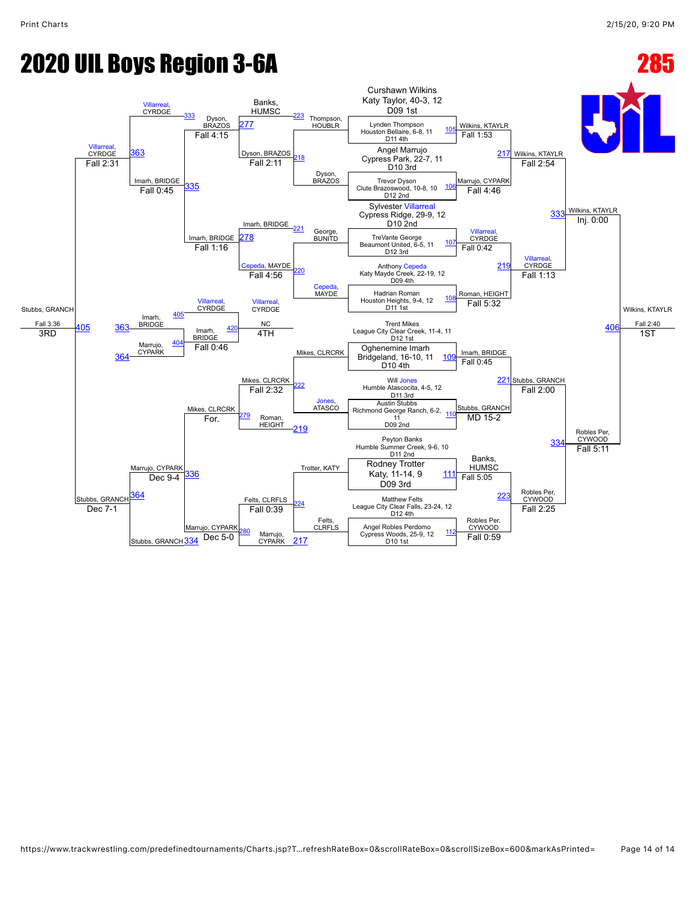# 2020 UIL Boys Region 3-6A

285

Curshawn Wilkins
Katy Taylor, 40-3, 12
D09 1st

Lynden Thompson
Houston Bellaire, 6-8, 11
D11 4th

Angel Marrujo
Cypress Park, 22-7, 11
D10 3rd

Trevor Dyson
Clute Brazoswood, 10-8, 10
D12 2nd

Sylvester Villarreal
Cypress Ridge, 29-9, 12
D10 2nd

TreVante George
Beaumont United, 6-5, 11
D12 3rd

Anthony Cepeda
Katy Mayde Creek, 22-19, 12
D09 4th

Hadrian Roman
Houston Heights, 9-4, 12
D11 1st

Trent Mikes
League City Clear Creek, 11-4, 11
D12 1st

Oghenemine Imarh
Bridgeland, 16-10, 11
D10 4th

Will Jones
Humble Atascocita, 4-5, 12
D11 3rd

Austin Stubbs
Richmond George Ranch, 6-2, 11
D09 2nd

Peyton Banks
Humble Summer Creek, 9-6, 10
D11 2nd

Rodney Trotter
Katy, 11-14, 9
D09 3rd

Matthew Felts
League City Clear Falls, 23-24, 12
D12 4th

Angel Robles Perdomo
Cypress Woods, 25-9, 12
D10 1st

Championship bracket:

- 105: Wilkins, KTAYLR — Fall 1:53
- 106: Marrujo, CYPARK — Fall 4:46
- 107: Villarreal, CYRDGE — Fall 0:42
- 108: Roman, HEIGHT — Fall 5:32
- 109: Imarh, BRIDGE — Fall 0:45
- 110: Stubbs, GRANCH — MD 15-2
- 111: Banks, HUMSC — Fall 5:05
- 112: Robles Per, CYWOOD — Fall 0:59
- 217: Wilkins, KTAYLR — Fall 2:54
- 219: Villarreal, CYRDGE — Fall 1:13
- 221: Stubbs, GRANCH — Fall 2:00
- 223: Robles Per, CYWOOD — Fall 2:25
- 333: Wilkins, KTAYLR — Inj. 0:00
- 334: Robles Per, CYWOOD — Fall 5:11
- 406: Wilkins, KTAYLR — Fall 2:40 — 1ST

Consolation bracket:

- 223: Thompson, HOUBLR
- 218: Dyson, BRAZOS — Fall 2:11
- 221: George, BUNITD
- 220: Cepeda, MAYDE — Fall 4:56
- 222: Jones, ATASCO
- 219: Mikes, CLRCRK — Fall 2:32 (Mikes, CLRCRK vs Roman, HEIGHT)
- 224: Trotter, KATY
- 217: Felts, CLRFLS — Fall 0:39
- 277: Banks, HUMSC vs Dyson, BRAZOS — Dyson, BRAZOS Fall 4:15
- 278: Imarh, BRIDGE — Fall 1:16
- 279: Mikes, CLRCRK — For. (Roman, HEIGHT)
- 280: Marrujo, CYPARK — Dec 5-0
- 333: Villarreal, CYRDGE vs Dyson, BRAZOS
- 335: Imarh, BRIDGE — Fall 0:45
- 336: Marrujo, CYPARK — Dec 9-4
- 334: Stubbs, GRANCH
- 363: Villarreal, CYRDGE — Fall 2:31
- 364: Stubbs, GRANCH — Dec 7-1
- 405: Stubbs, GRANCH — Fall 3:36 — 3RD

4th place:

- 405: Imarh, BRIDGE
- 404: Marrujo, CYPARK
- 420: Imarh, BRIDGE — Fall 0:46 (vs Villarreal, CYRDGE)
- Villarreal, CYRDGE — NC — 4TH